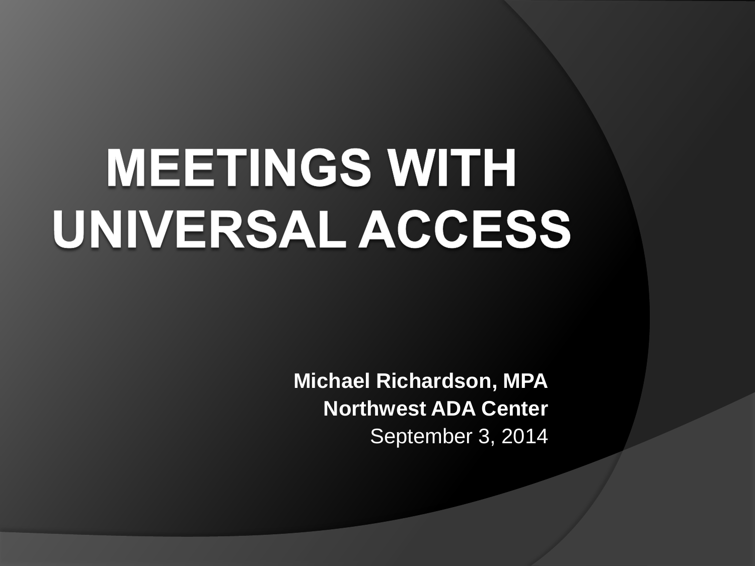# MEETINGS WITH UNIVERSAL ACCESS

**Michael Richardson, MPA**

**Northwest ADA Center**

September 3, 2014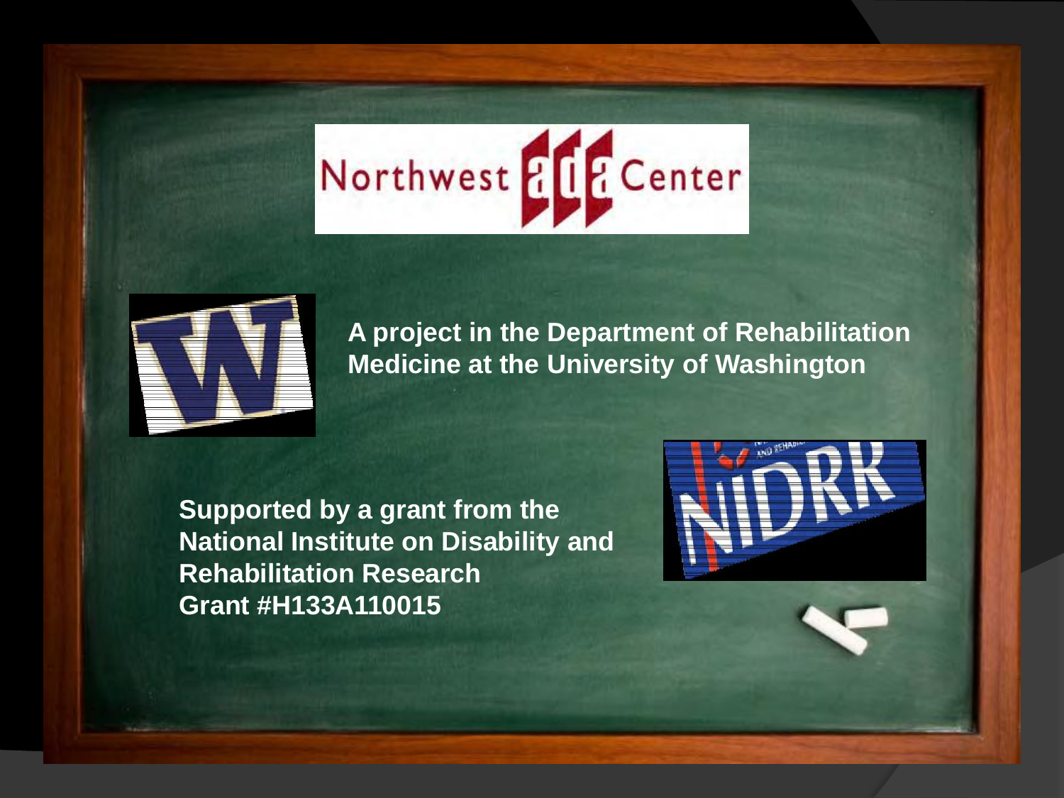Northwest ADA Center

A project in the Department of Rehabilitation Medicine at the University of Washington

Supported by a grant from the National Institute on Disability and Rehabilitation Research
Grant #H133A110015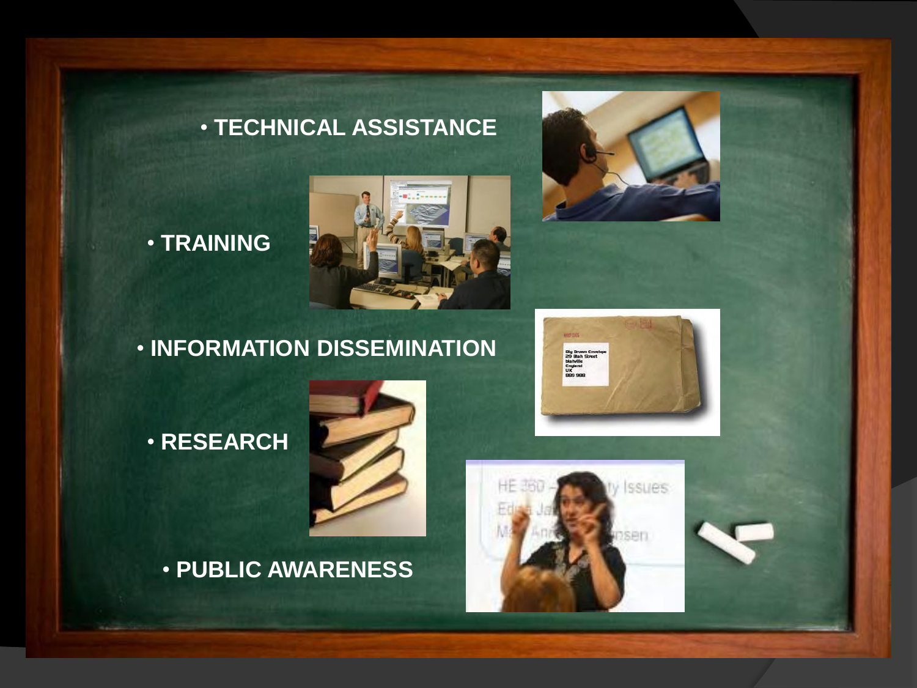- TECHNICAL ASSISTANCE
- TRAINING
- INFORMATION DISSEMINATION
- RESEARCH
- PUBLIC AWARENESS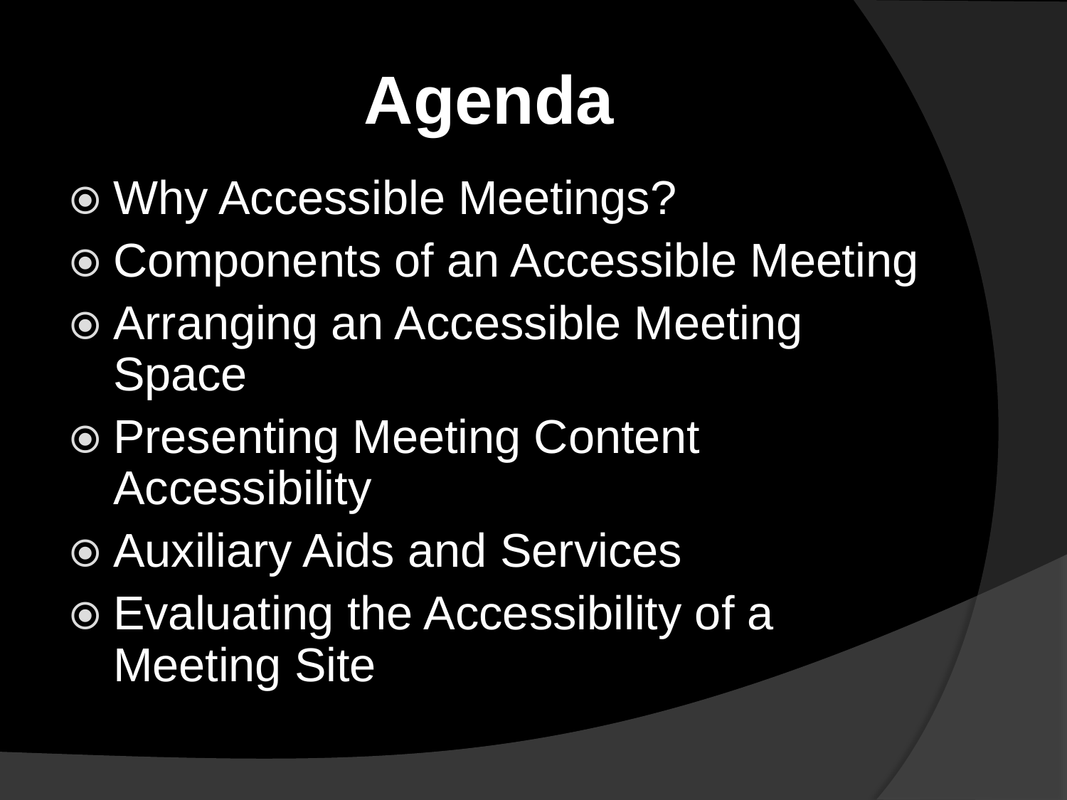# Agenda

- Why Accessible Meetings?
- Components of an Accessible Meeting
- Arranging an Accessible Meeting Space
- Presenting Meeting Content Accessibility
- Auxiliary Aids and Services
- Evaluating the Accessibility of a Meeting Site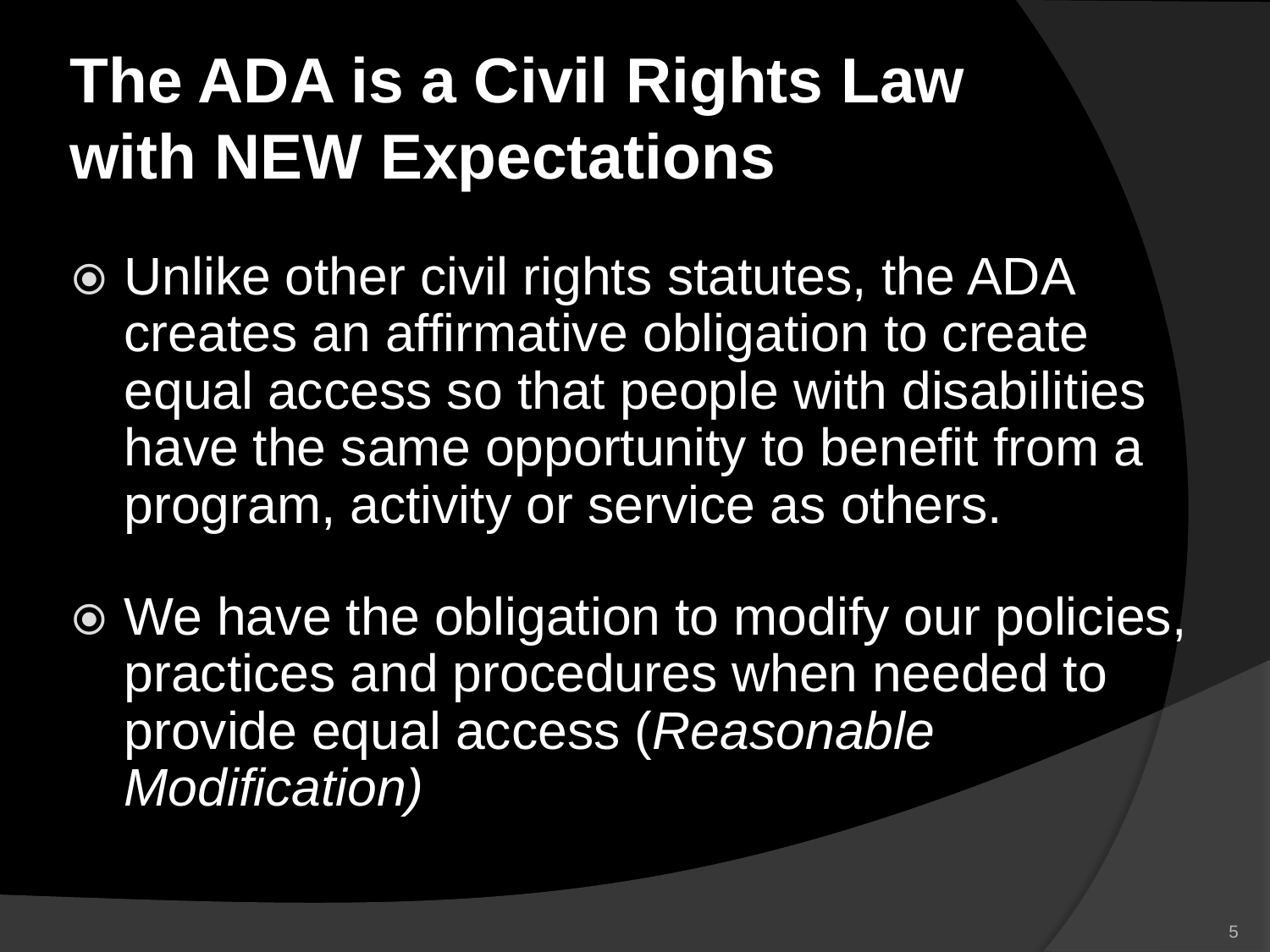# The ADA is a Civil Rights Law with NEW Expectations

- Unlike other civil rights statutes, the ADA creates an affirmative obligation to create equal access so that people with disabilities have the same opportunity to benefit from a program, activity or service as others.

- We have the obligation to modify our policies, practices and procedures when needed to provide equal access (*Reasonable Modification)*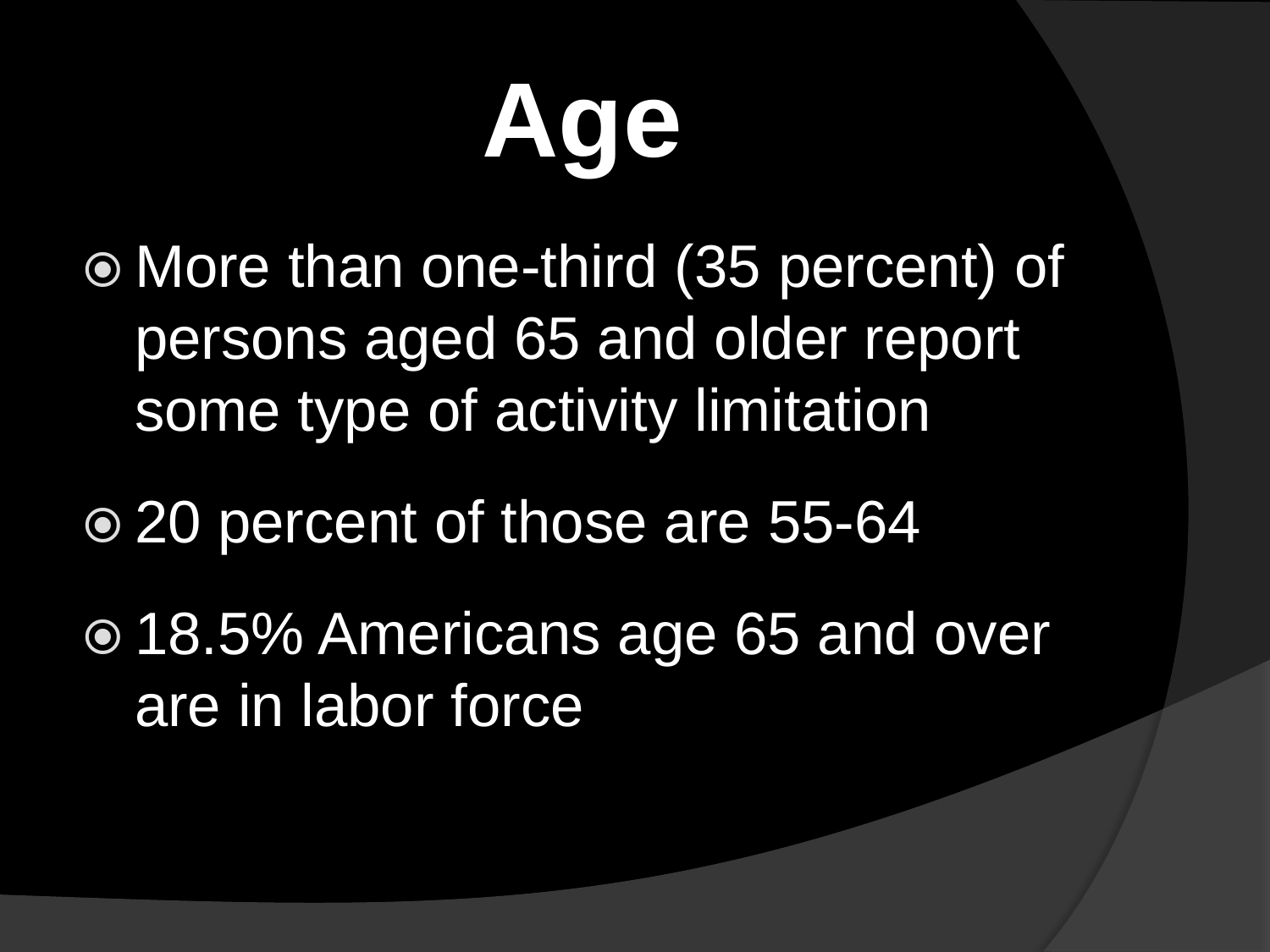# Age

- More than one-third (35 percent) of persons aged 65 and older report some type of activity limitation
- 20 percent of those are 55-64
- 18.5% Americans age 65 and over are in labor force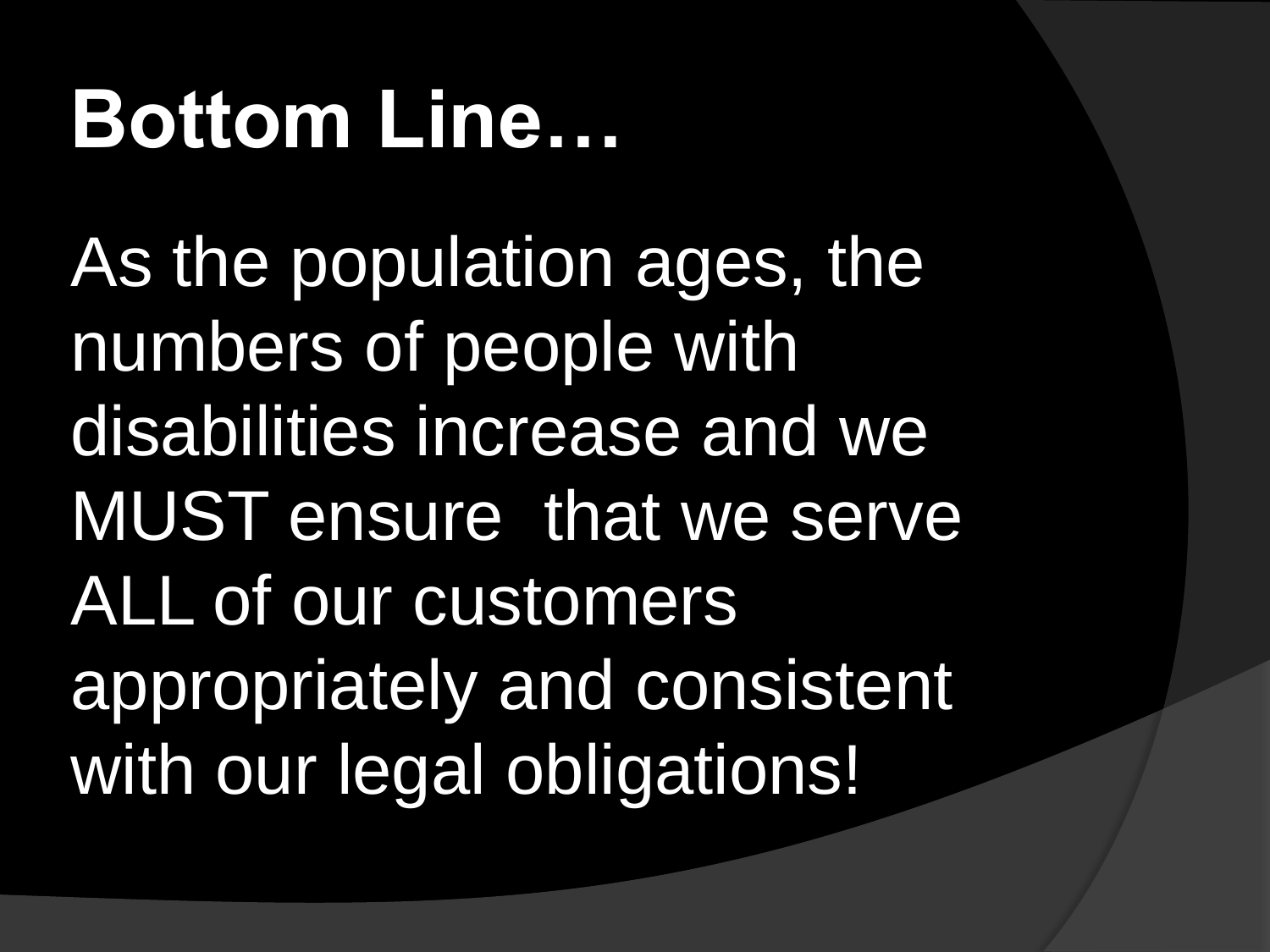# Bottom Line…

As the population ages, the numbers of people with disabilities increase and we MUST ensure that we serve ALL of our customers appropriately and consistent with our legal obligations!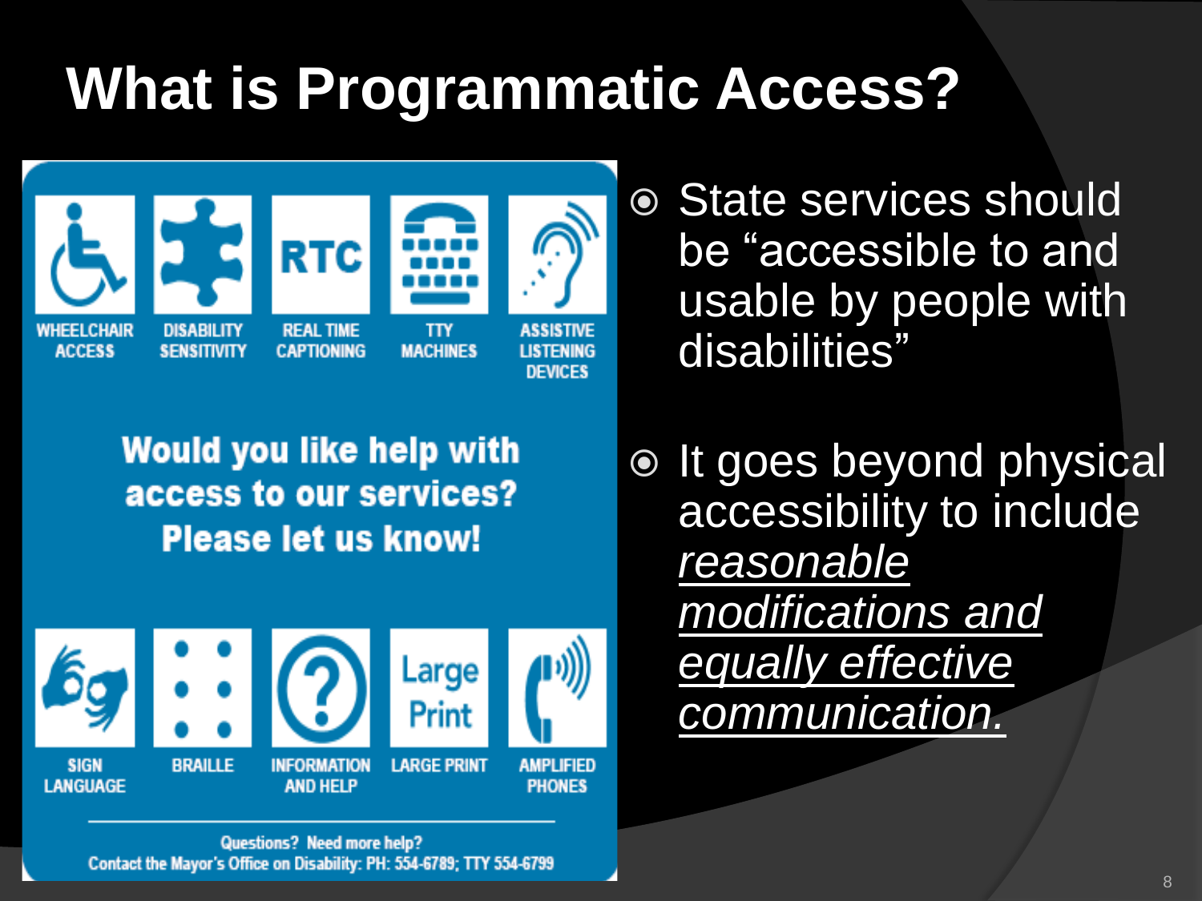# What is Programmatic Access?

WHEELCHAIR ACCESS | DISABILITY SENSITIVITY | REAL TIME CAPTIONING | TTY MACHINES | ASSISTIVE LISTENING DEVICES

**Would you like help with access to our services? Please let us know!**

SIGN LANGUAGE | BRAILLE | INFORMATION AND HELP | LARGE PRINT | AMPLIFIED PHONES

Questions? Need more help?
Contact the Mayor's Office on Disability: PH: 554-6789; TTY 554-6799

- State services should be "accessible to and usable by people with disabilities"
- It goes beyond physical accessibility to include <u>*reasonable modifications and equally effective communication.*</u>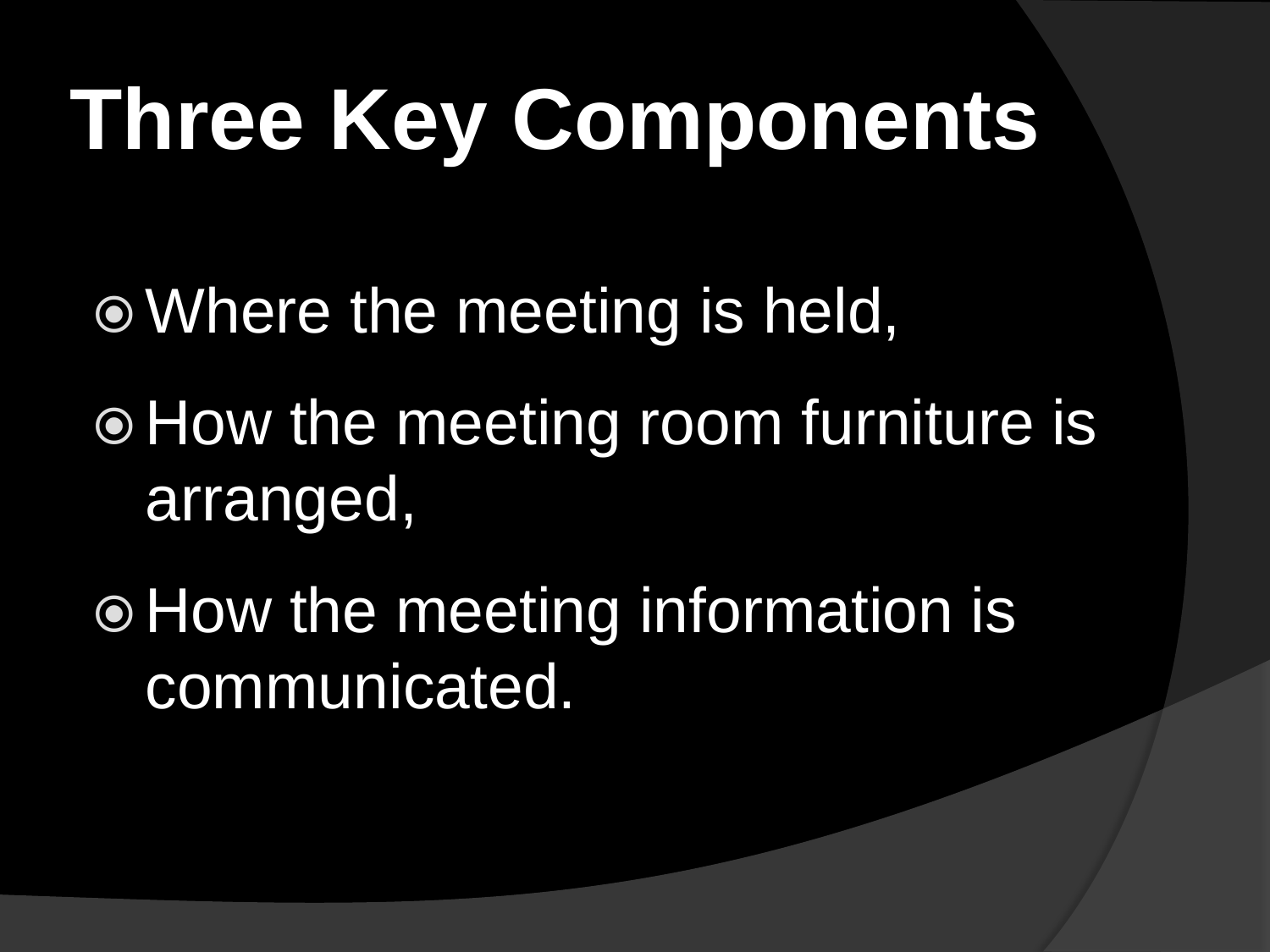# Three Key Components

- Where the meeting is held,
- How the meeting room furniture is arranged,
- How the meeting information is communicated.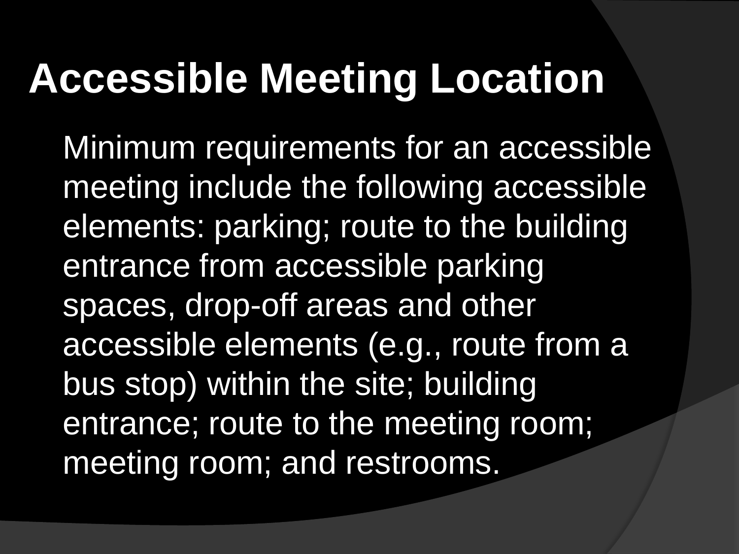# Accessible Meeting Location

Minimum requirements for an accessible meeting include the following accessible elements: parking; route to the building entrance from accessible parking spaces, drop-off areas and other accessible elements (e.g., route from a bus stop) within the site; building entrance; route to the meeting room; meeting room; and restrooms.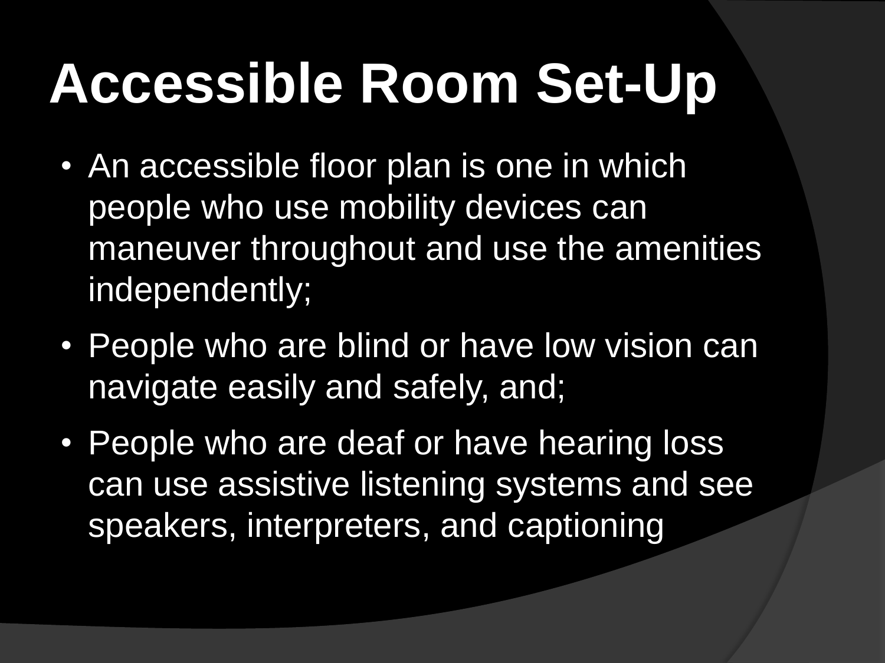# Accessible Room Set-Up

- An accessible floor plan is one in which people who use mobility devices can maneuver throughout and use the amenities independently;
- People who are blind or have low vision can navigate easily and safely, and;
- People who are deaf or have hearing loss can use assistive listening systems and see speakers, interpreters, and captioning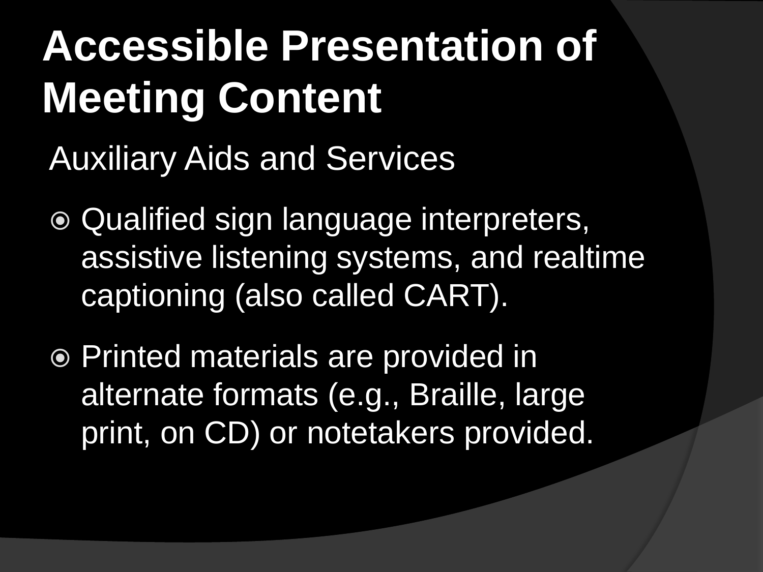# Accessible Presentation of Meeting Content

Auxiliary Aids and Services

- Qualified sign language interpreters, assistive listening systems, and realtime captioning (also called CART).
- Printed materials are provided in alternate formats (e.g., Braille, large print, on CD) or notetakers provided.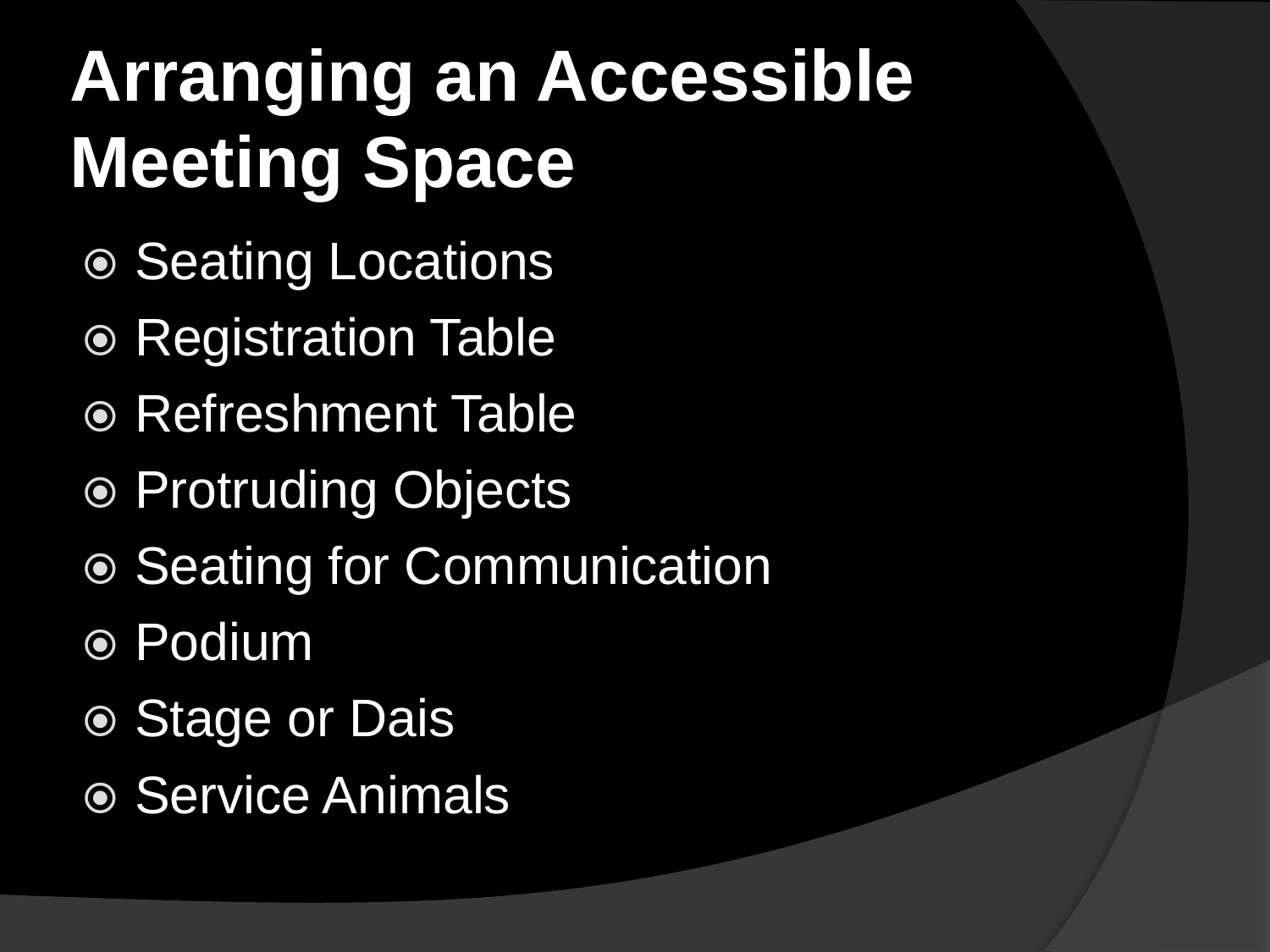# Arranging an Accessible Meeting Space

- Seating Locations
- Registration Table
- Refreshment Table
- Protruding Objects
- Seating for Communication
- Podium
- Stage or Dais
- Service Animals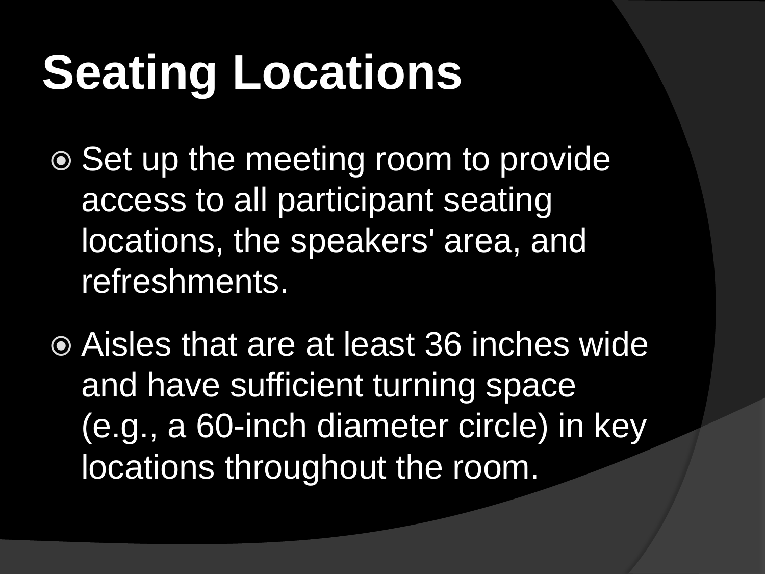# Seating Locations

- Set up the meeting room to provide access to all participant seating locations, the speakers' area, and refreshments.
- Aisles that are at least 36 inches wide and have sufficient turning space (e.g., a 60-inch diameter circle) in key locations throughout the room.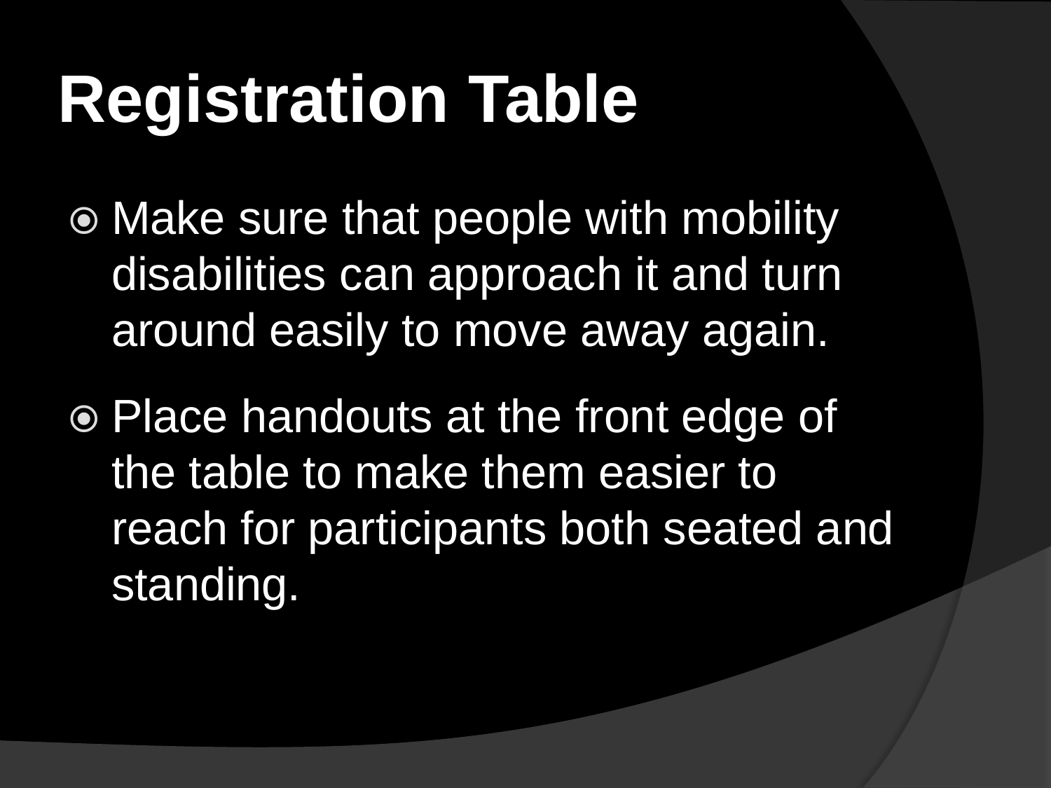# Registration Table

- Make sure that people with mobility disabilities can approach it and turn around easily to move away again.
- Place handouts at the front edge of the table to make them easier to reach for participants both seated and standing.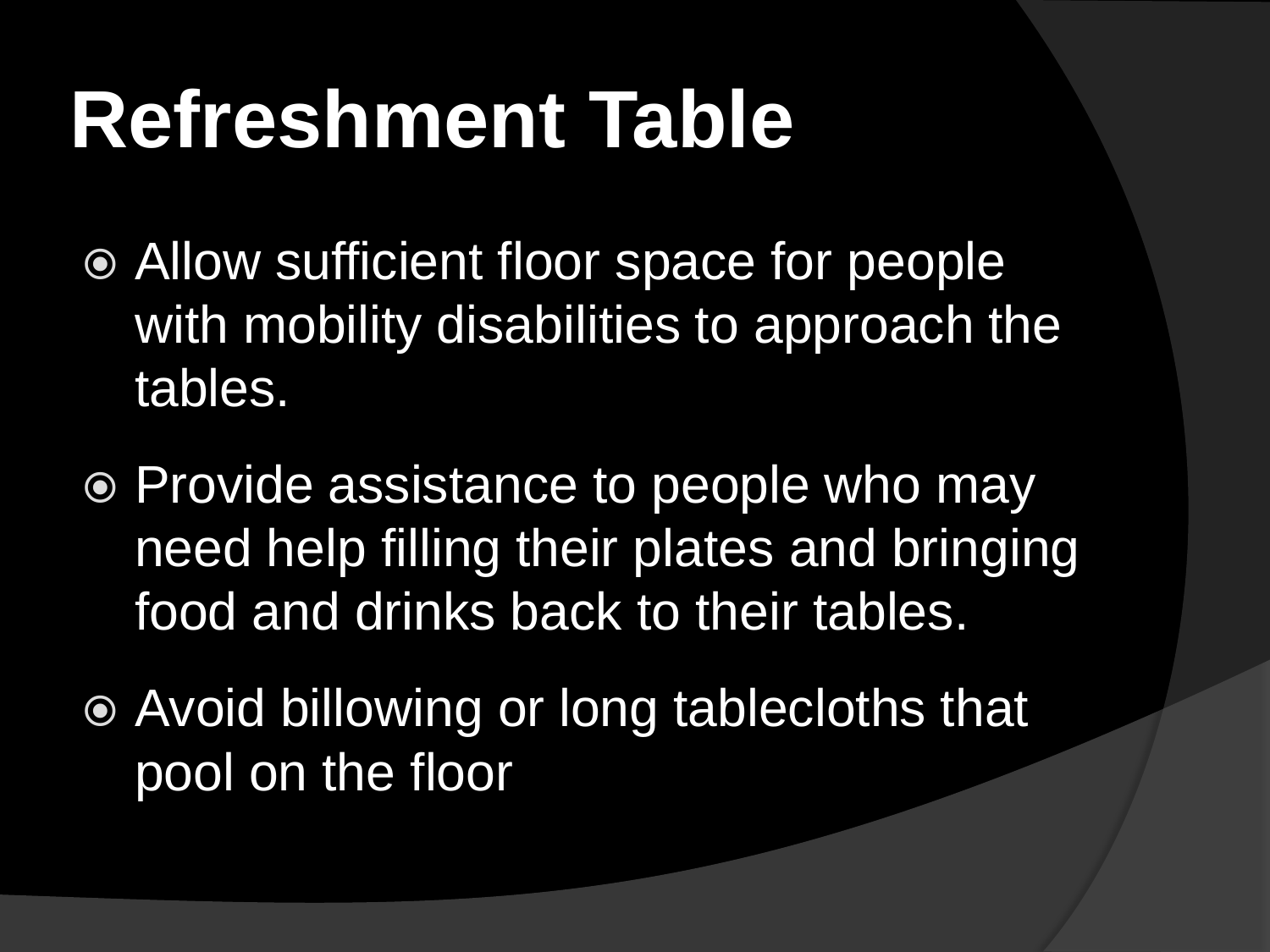# Refreshment Table

- Allow sufficient floor space for people with mobility disabilities to approach the tables.
- Provide assistance to people who may need help filling their plates and bringing food and drinks back to their tables.
- Avoid billowing or long tablecloths that pool on the floor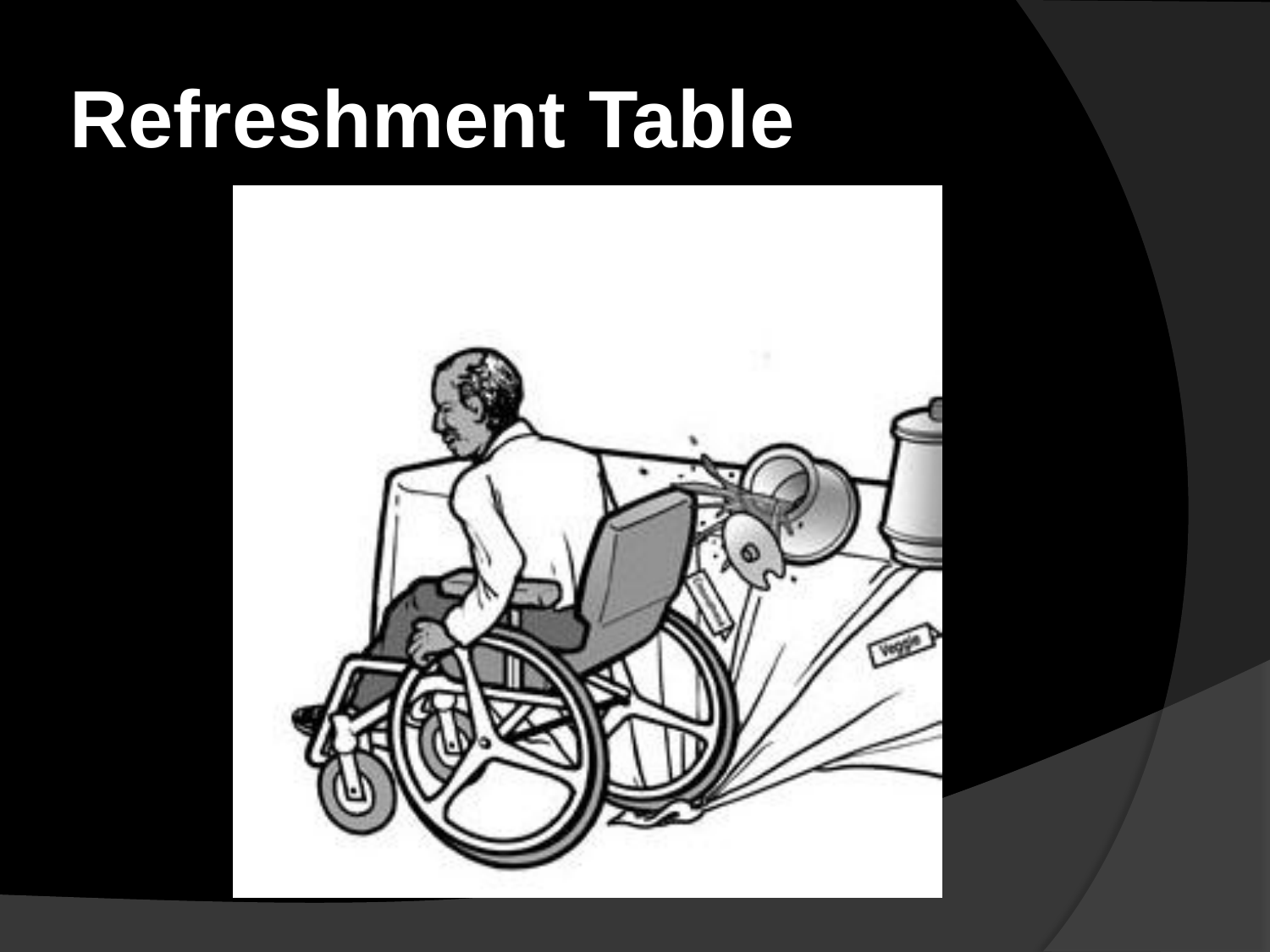# Refreshment Table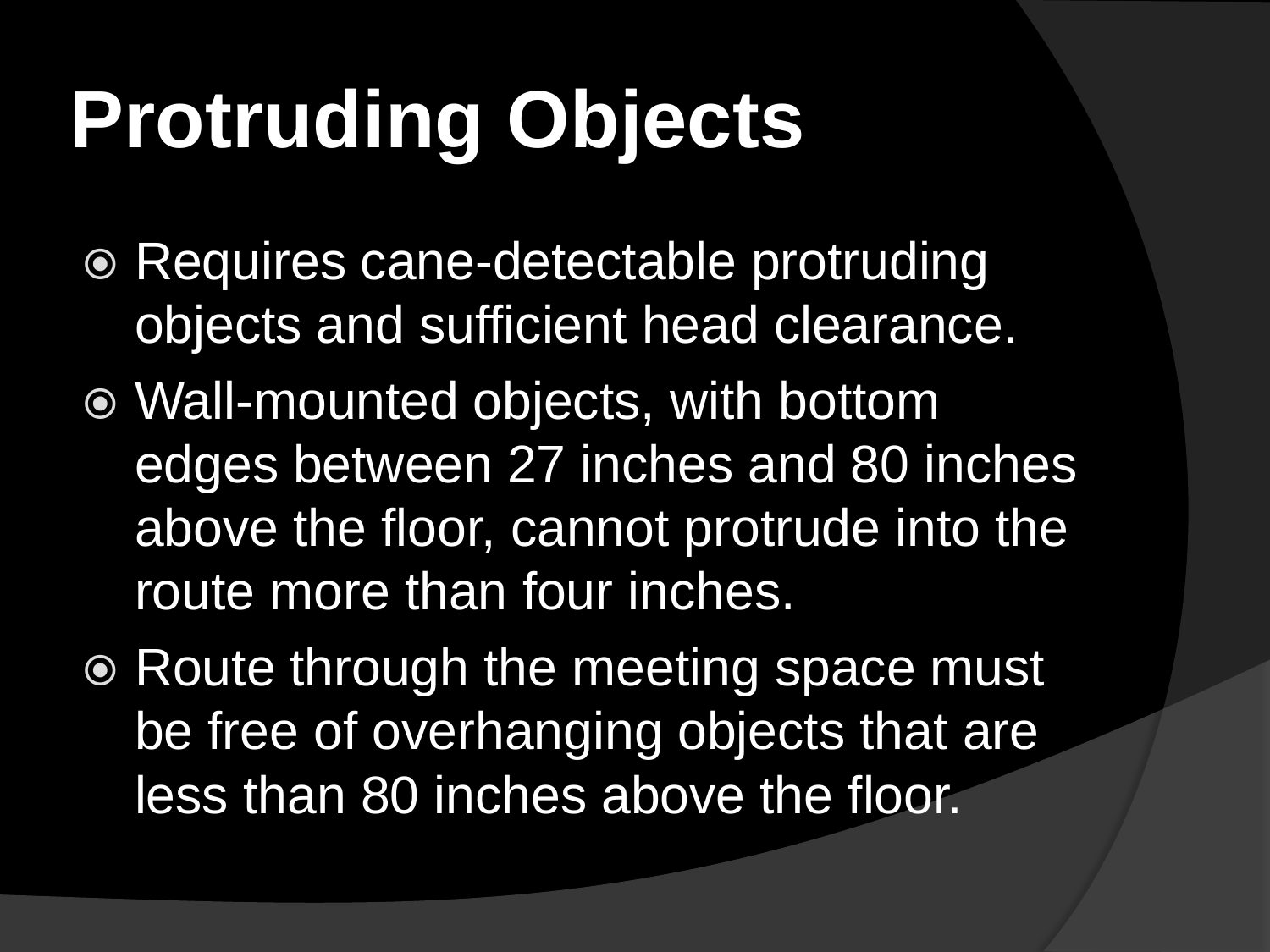# Protruding Objects

- Requires cane-detectable protruding objects and sufficient head clearance.
- Wall-mounted objects, with bottom edges between 27 inches and 80 inches above the floor, cannot protrude into the route more than four inches.
- Route through the meeting space must be free of overhanging objects that are less than 80 inches above the floor.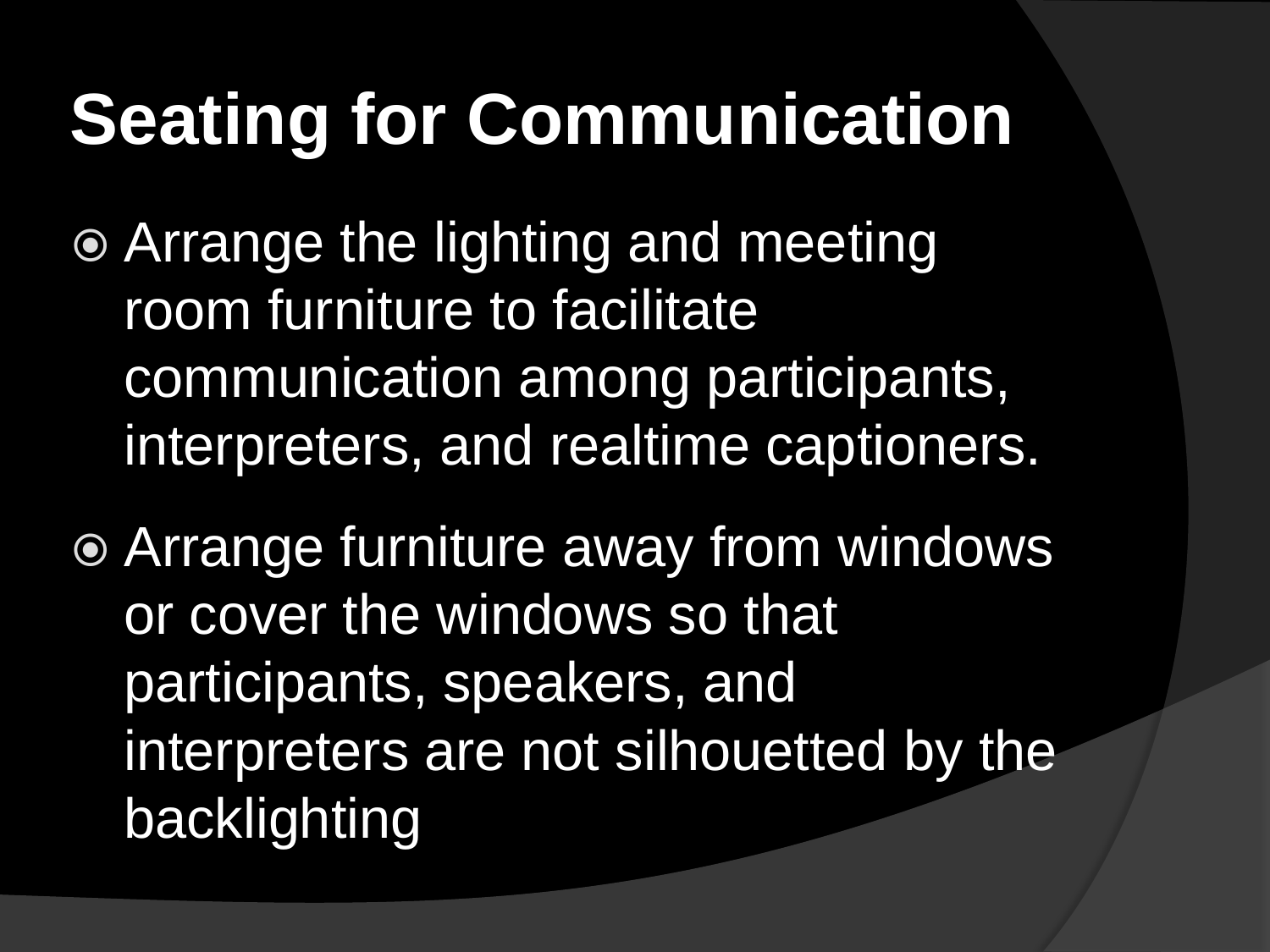# Seating for Communication

- Arrange the lighting and meeting room furniture to facilitate communication among participants, interpreters, and realtime captioners.
- Arrange furniture away from windows or cover the windows so that participants, speakers, and interpreters are not silhouetted by the backlighting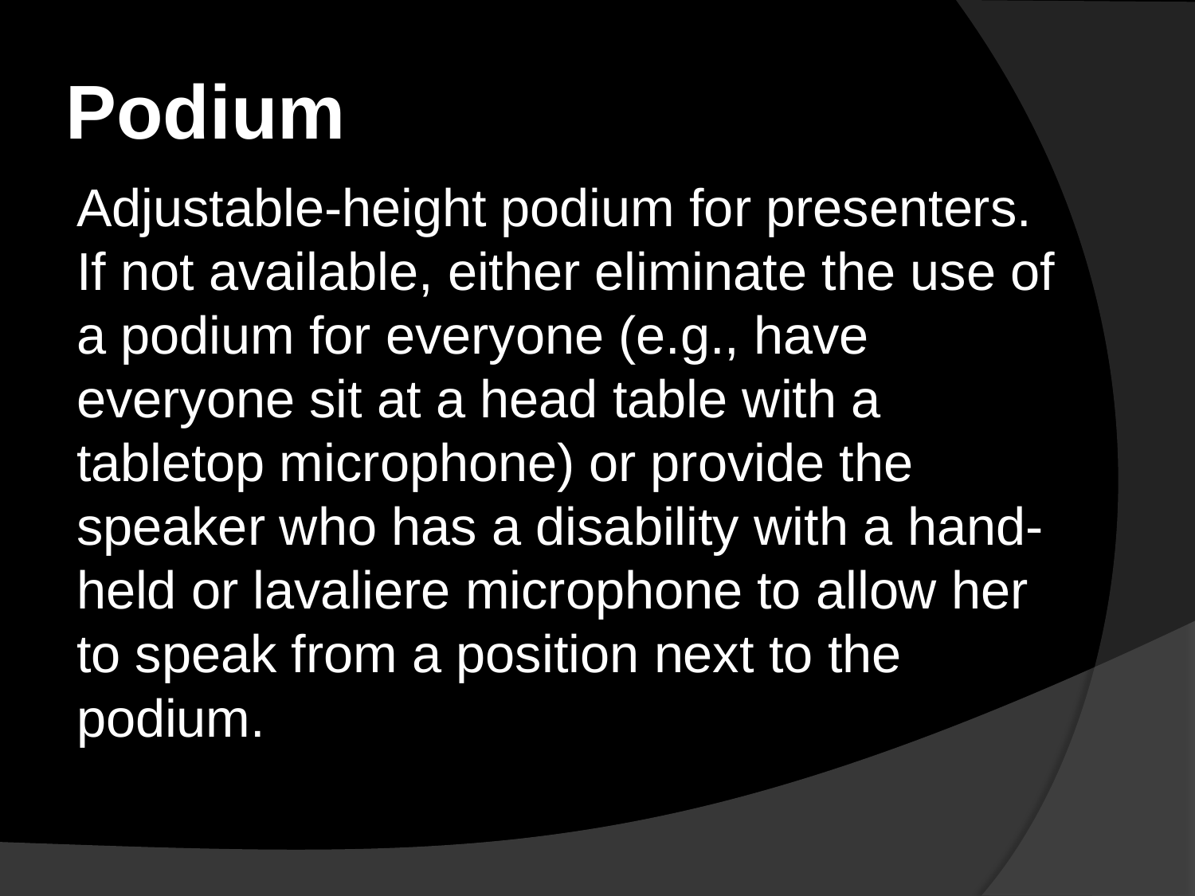# Podium

Adjustable-height podium for presenters. If not available, either eliminate the use of a podium for everyone (e.g., have everyone sit at a head table with a tabletop microphone) or provide the speaker who has a disability with a hand-held or lavaliere microphone to allow her to speak from a position next to the podium.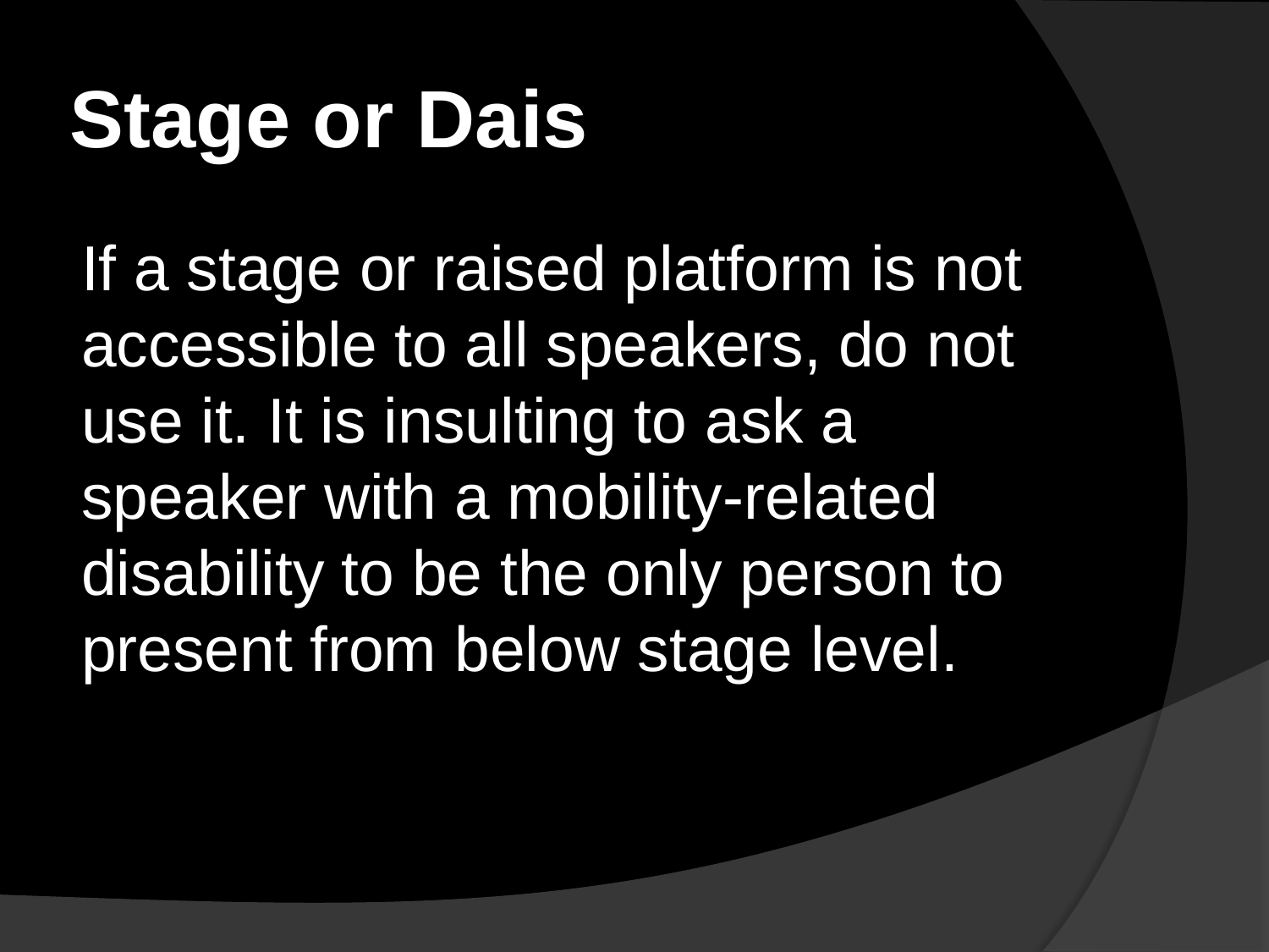# Stage or Dais

If a stage or raised platform is not accessible to all speakers, do not use it. It is insulting to ask a speaker with a mobility-related disability to be the only person to present from below stage level.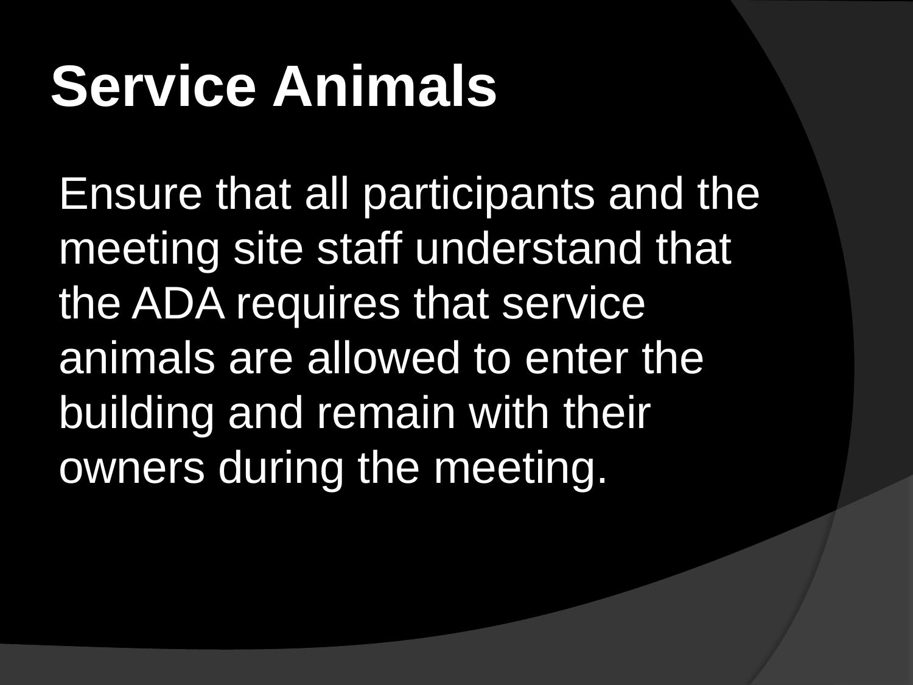# Service Animals

Ensure that all participants and the meeting site staff understand that the ADA requires that service animals are allowed to enter the building and remain with their owners during the meeting.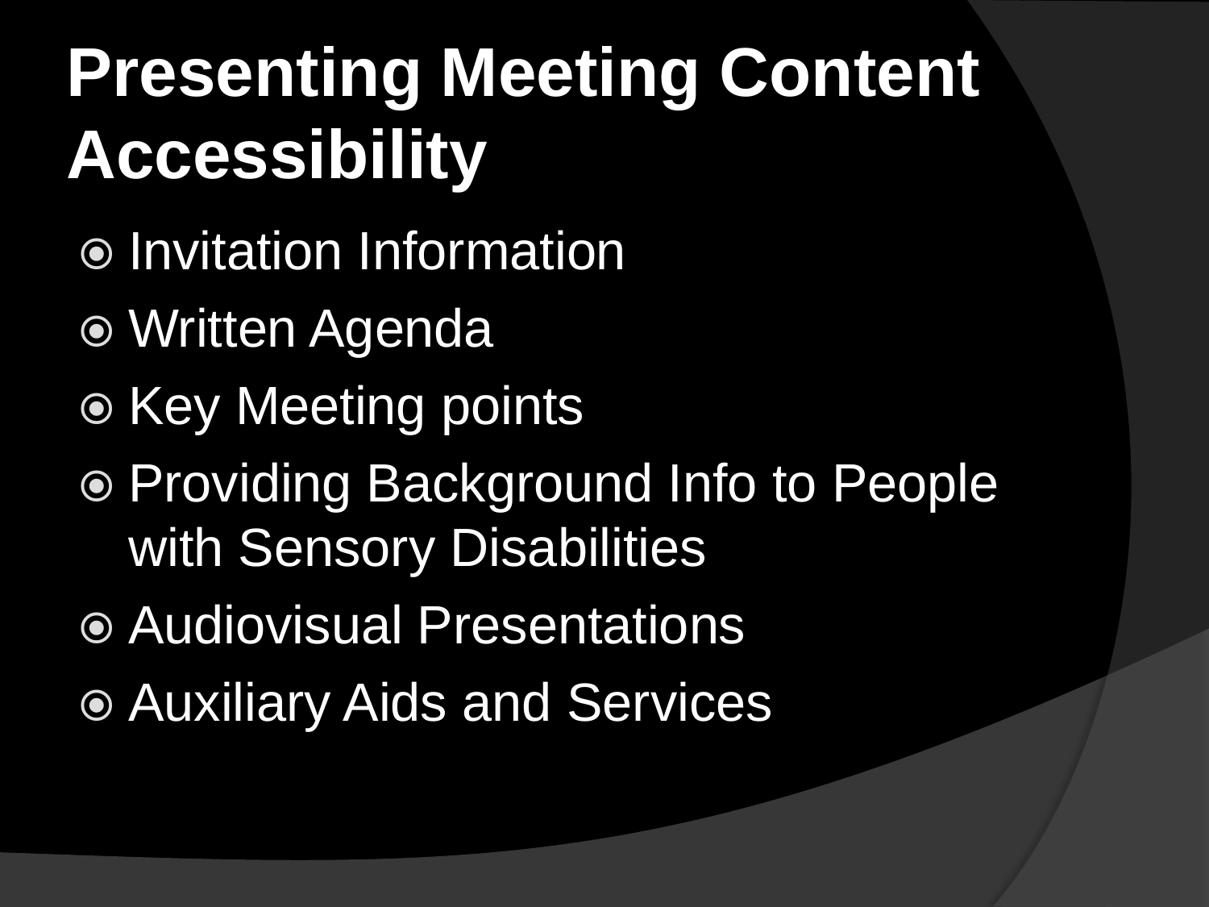# Presenting Meeting Content Accessibility

- Invitation Information
- Written Agenda
- Key Meeting points
- Providing Background Info to People with Sensory Disabilities
- Audiovisual Presentations
- Auxiliary Aids and Services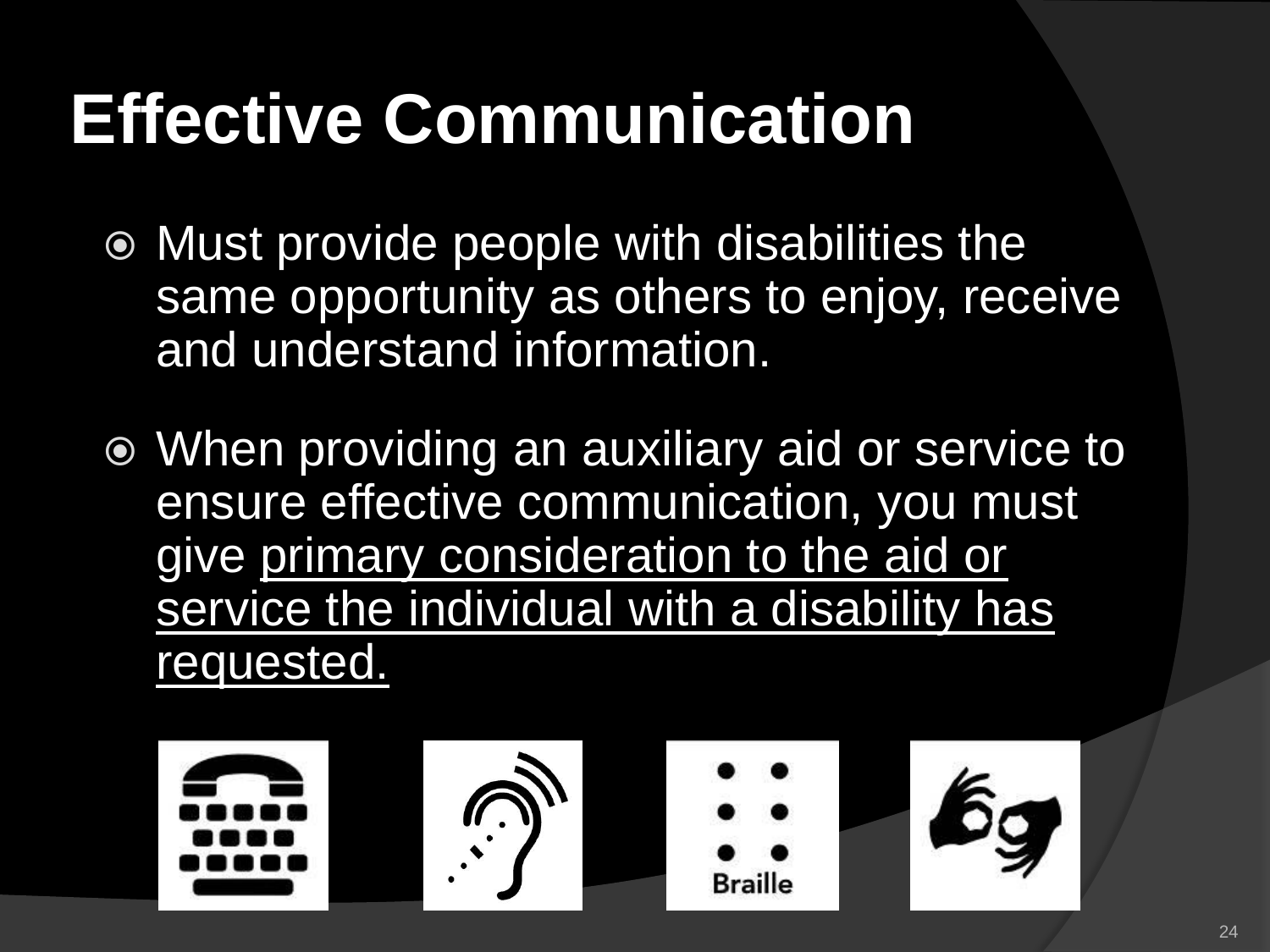# Effective Communication

- Must provide people with disabilities the same opportunity as others to enjoy, receive and understand information.
- When providing an auxiliary aid or service to ensure effective communication, you must give <u>primary consideration to the aid or service the individual with a disability has requested.</u>

Braille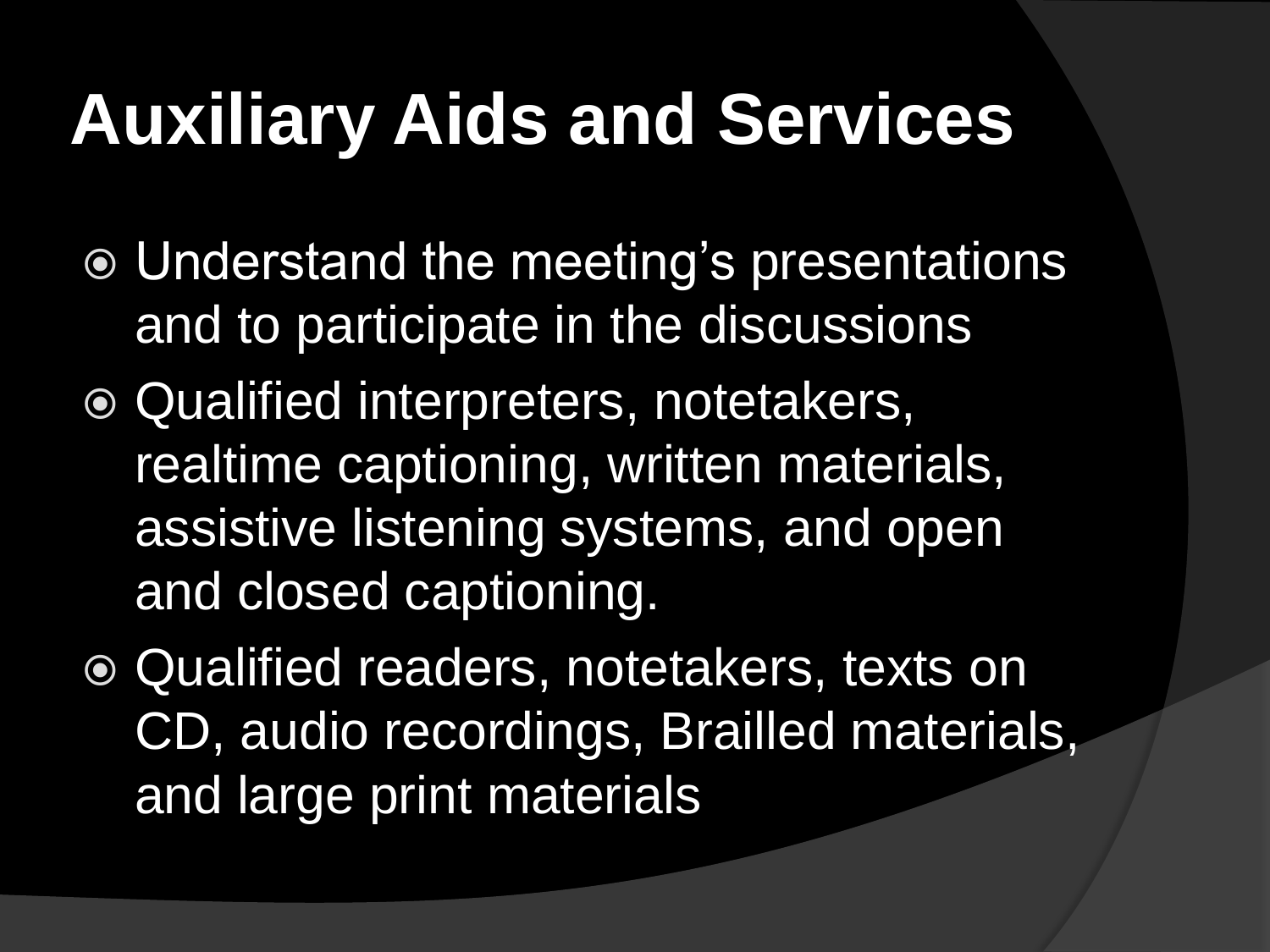# Auxiliary Aids and Services

- Understand the meeting's presentations and to participate in the discussions
- Qualified interpreters, notetakers, realtime captioning, written materials, assistive listening systems, and open and closed captioning.
- Qualified readers, notetakers, texts on CD, audio recordings, Brailled materials, and large print materials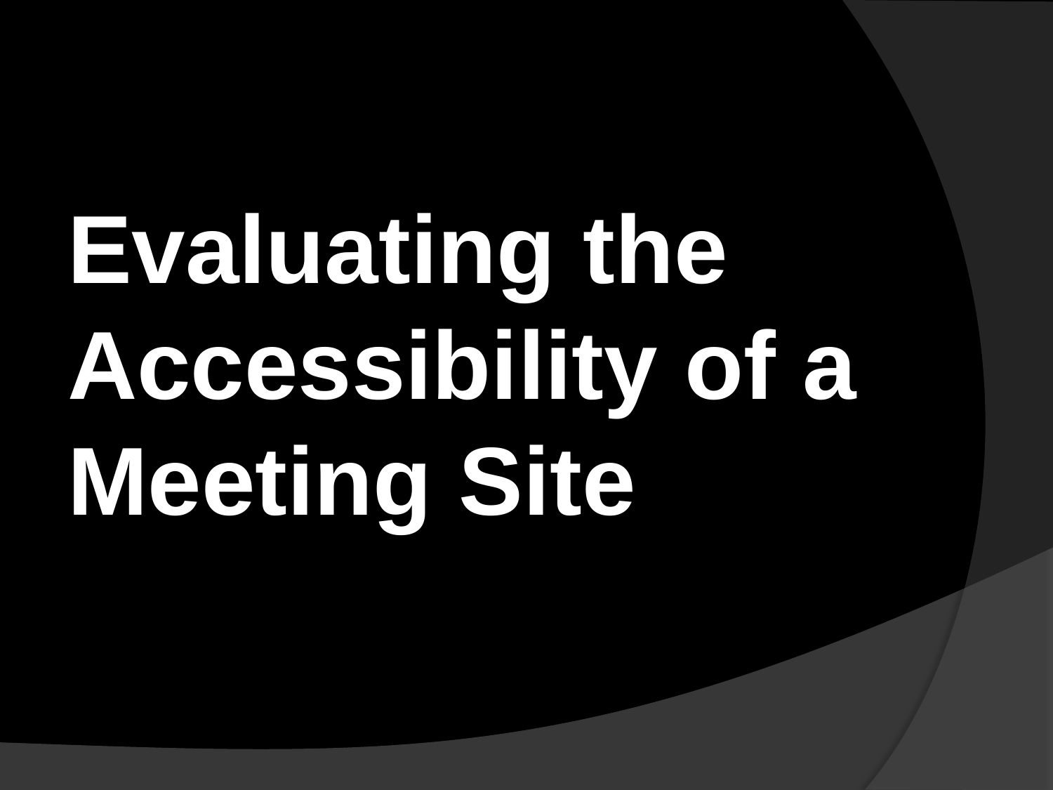# Evaluating the Accessibility of a Meeting Site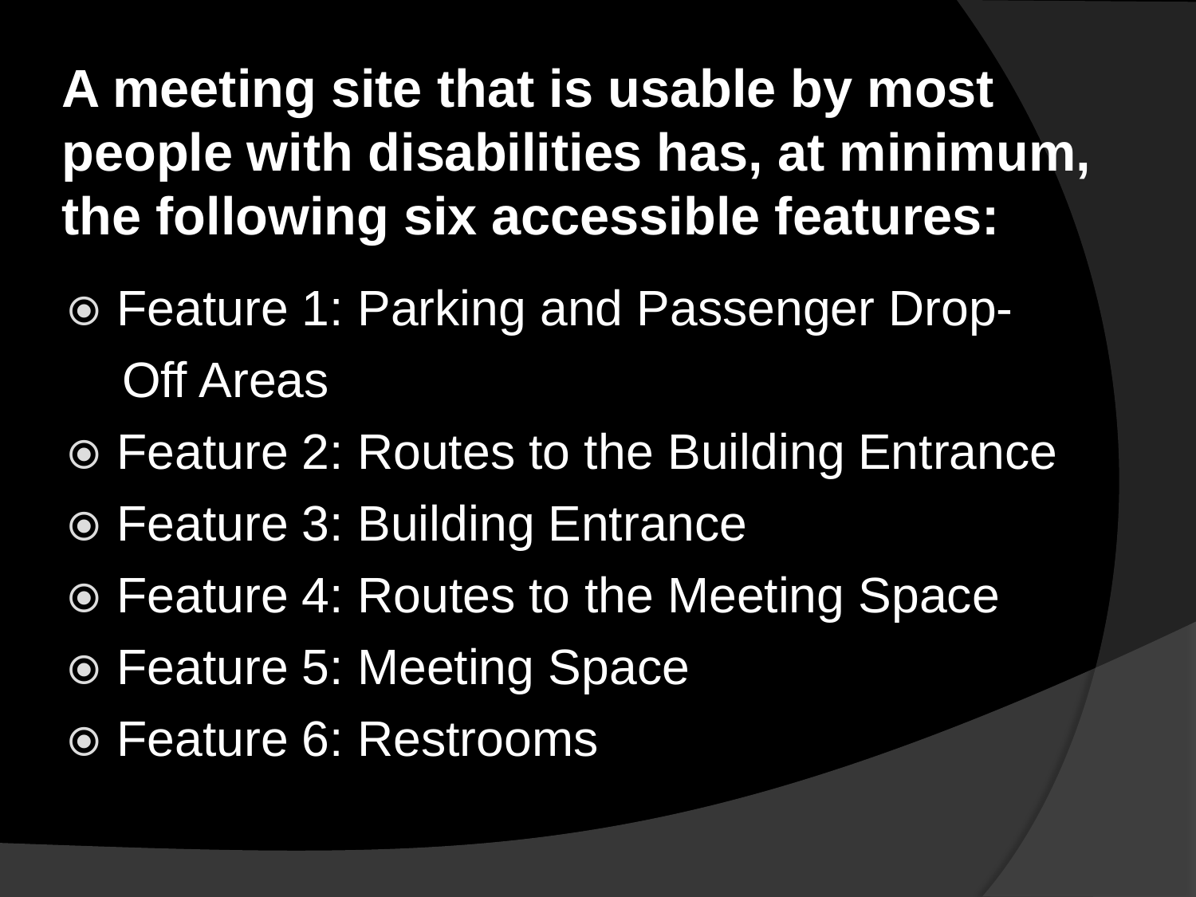# A meeting site that is usable by most people with disabilities has, at minimum, the following six accessible features:

- Feature 1: Parking and Passenger Drop-Off Areas
- Feature 2: Routes to the Building Entrance
- Feature 3: Building Entrance
- Feature 4: Routes to the Meeting Space
- Feature 5: Meeting Space
- Feature 6: Restrooms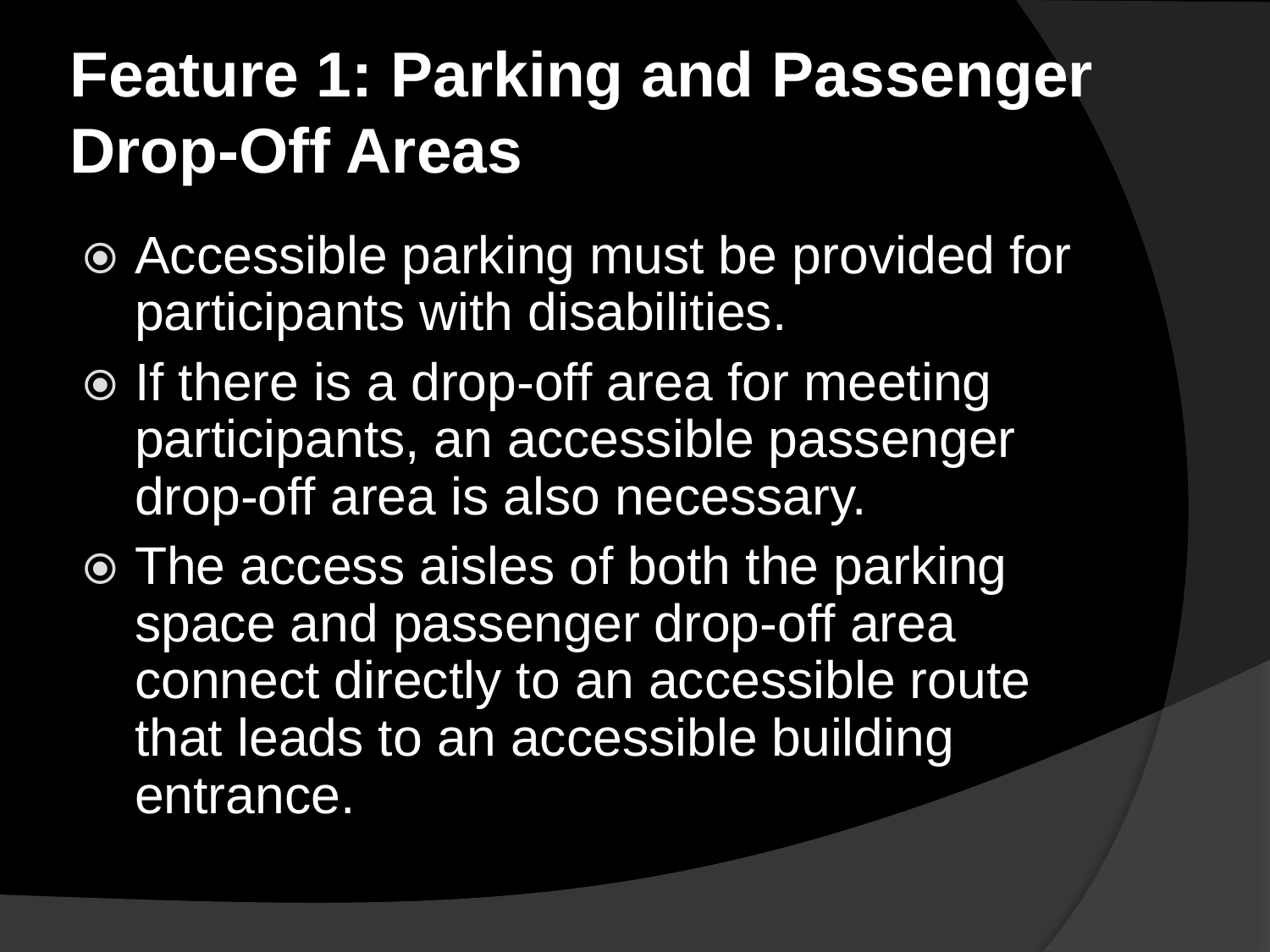# Feature 1: Parking and Passenger Drop-Off Areas

- Accessible parking must be provided for participants with disabilities.
- If there is a drop-off area for meeting participants, an accessible passenger drop-off area is also necessary.
- The access aisles of both the parking space and passenger drop-off area connect directly to an accessible route that leads to an accessible building entrance.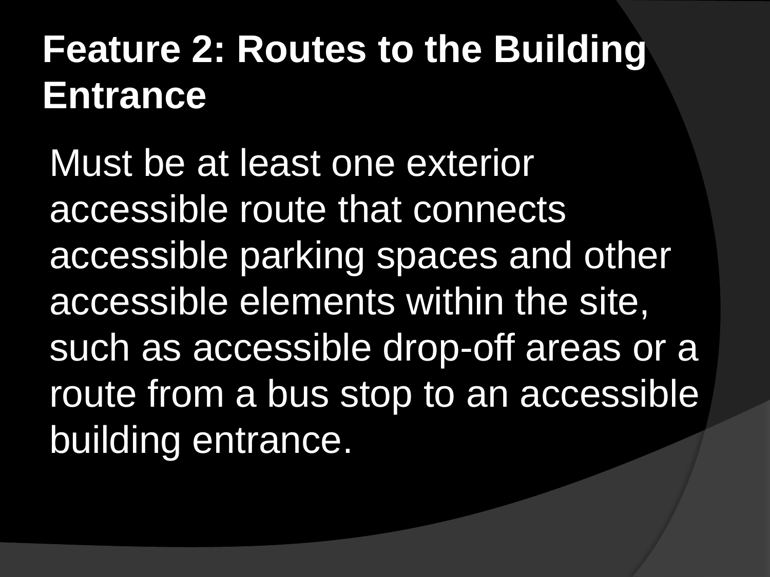# Feature 2: Routes to the Building Entrance

Must be at least one exterior accessible route that connects accessible parking spaces and other accessible elements within the site, such as accessible drop-off areas or a route from a bus stop to an accessible building entrance.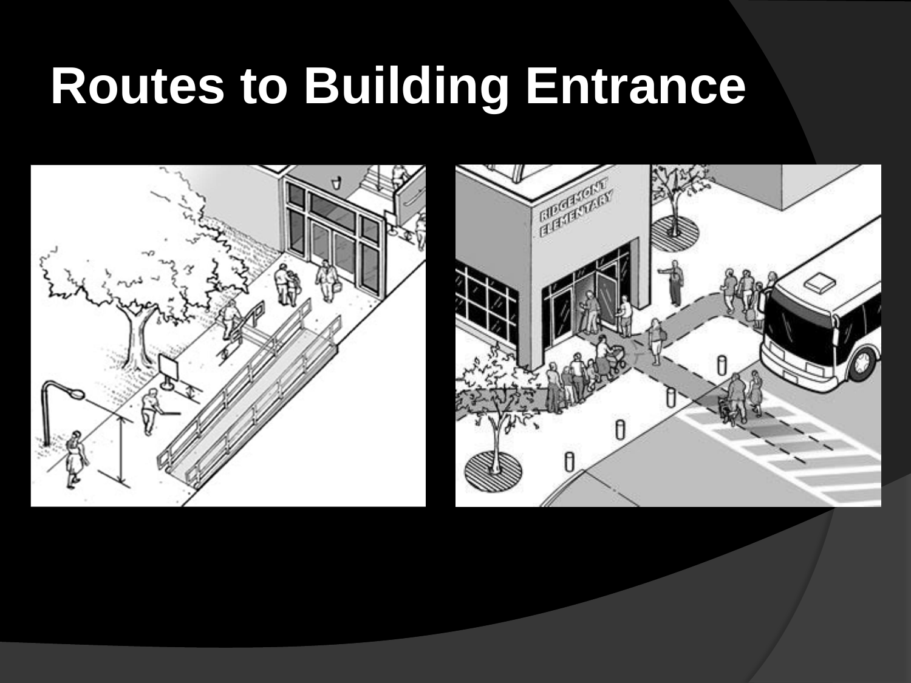# Routes to Building Entrance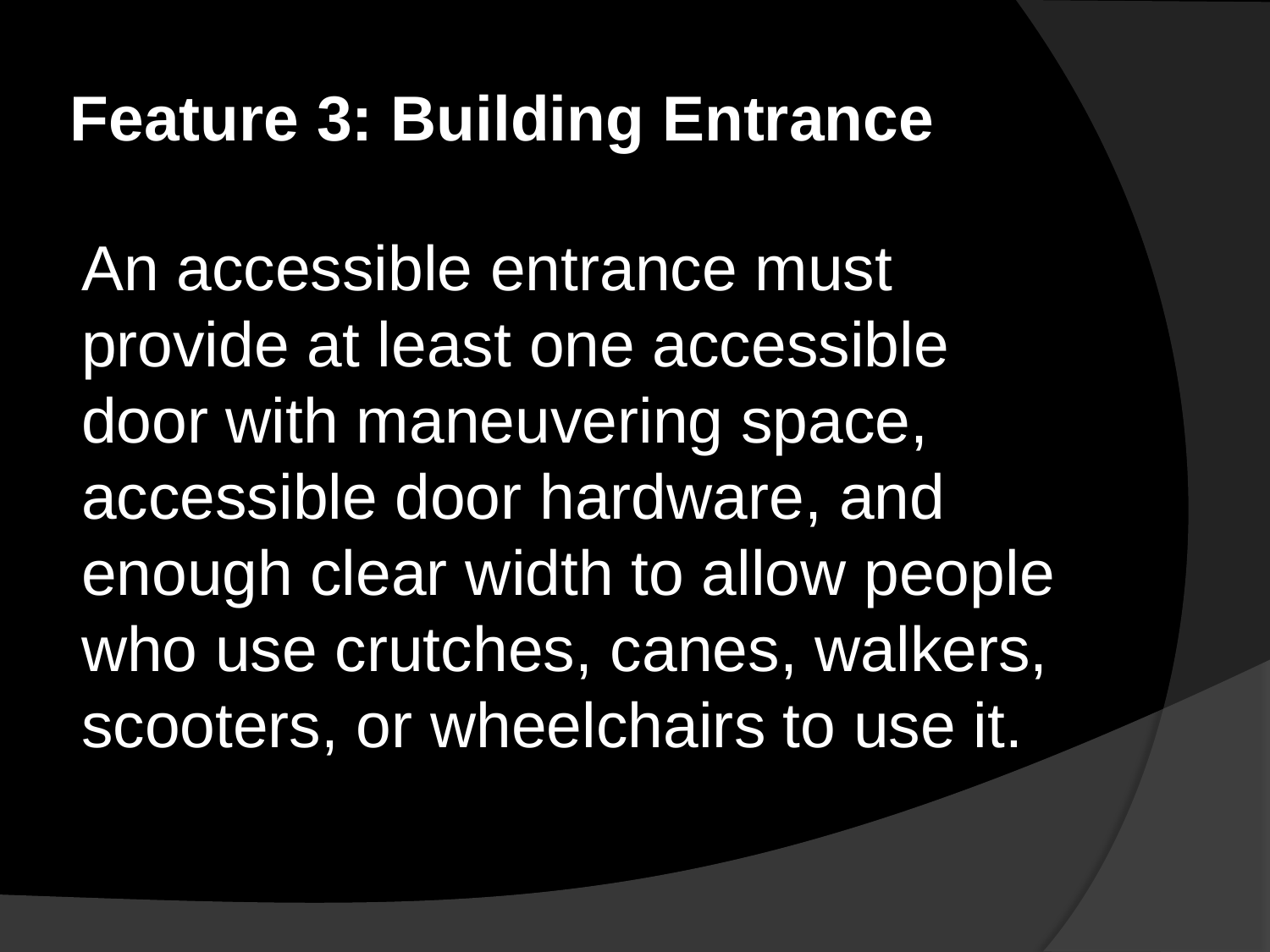## Feature 3: Building Entrance

An accessible entrance must provide at least one accessible door with maneuvering space, accessible door hardware, and enough clear width to allow people who use crutches, canes, walkers, scooters, or wheelchairs to use it.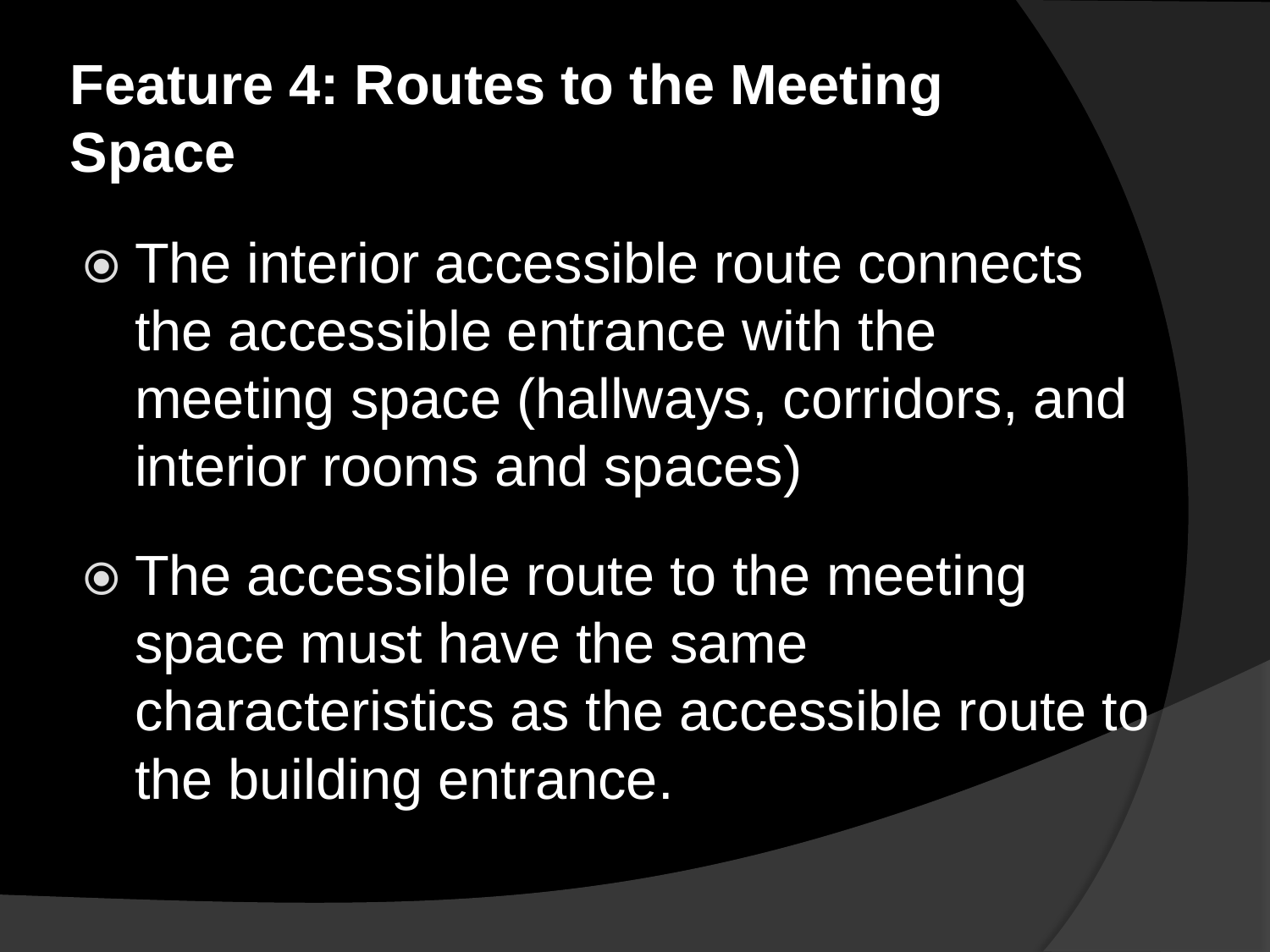## Feature 4: Routes to the Meeting Space

- The interior accessible route connects the accessible entrance with the meeting space (hallways, corridors, and interior rooms and spaces)
- The accessible route to the meeting space must have the same characteristics as the accessible route to the building entrance.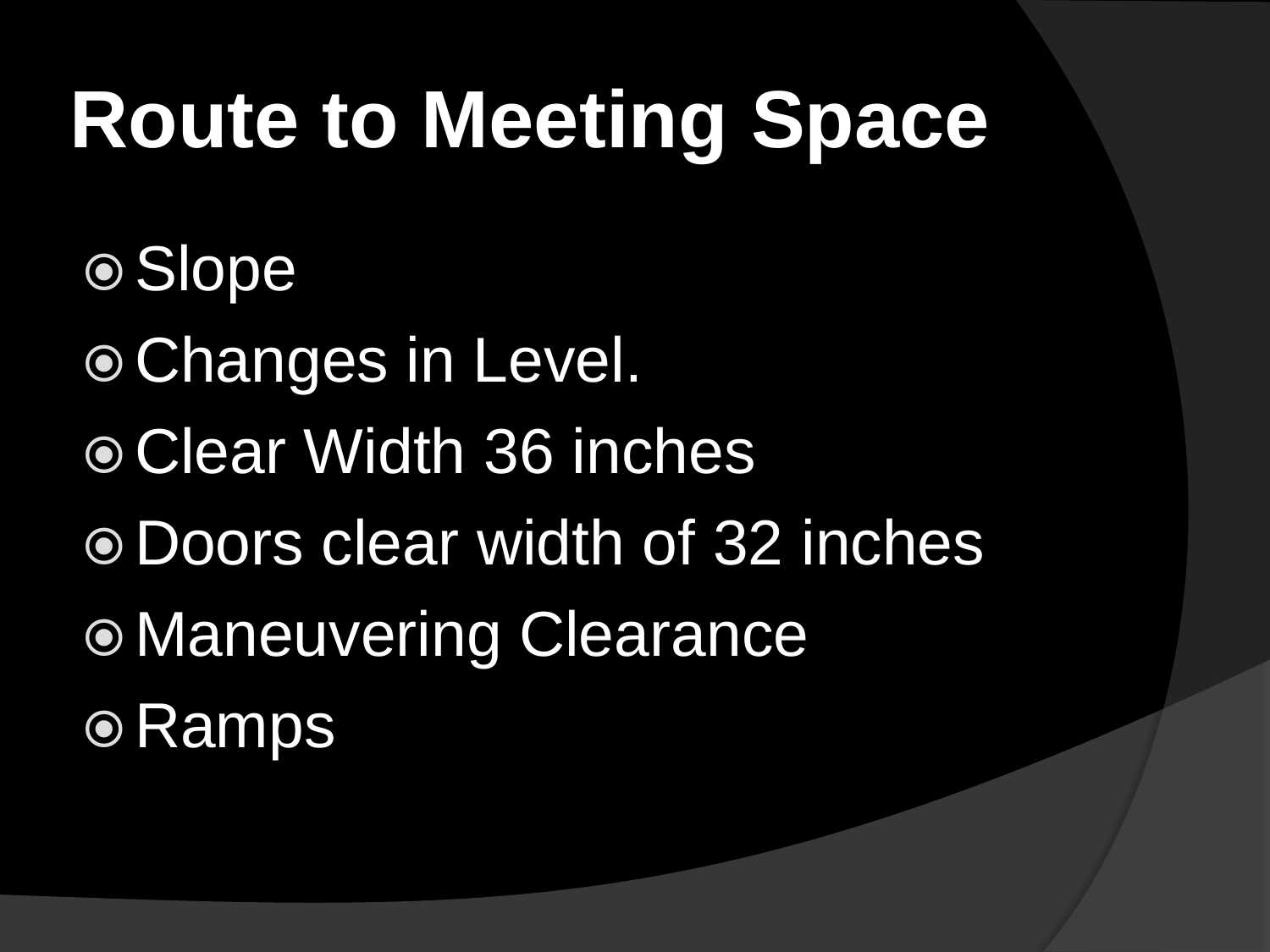# Route to Meeting Space

- Slope
- Changes in Level.
- Clear Width 36 inches
- Doors clear width of 32 inches
- Maneuvering Clearance
- Ramps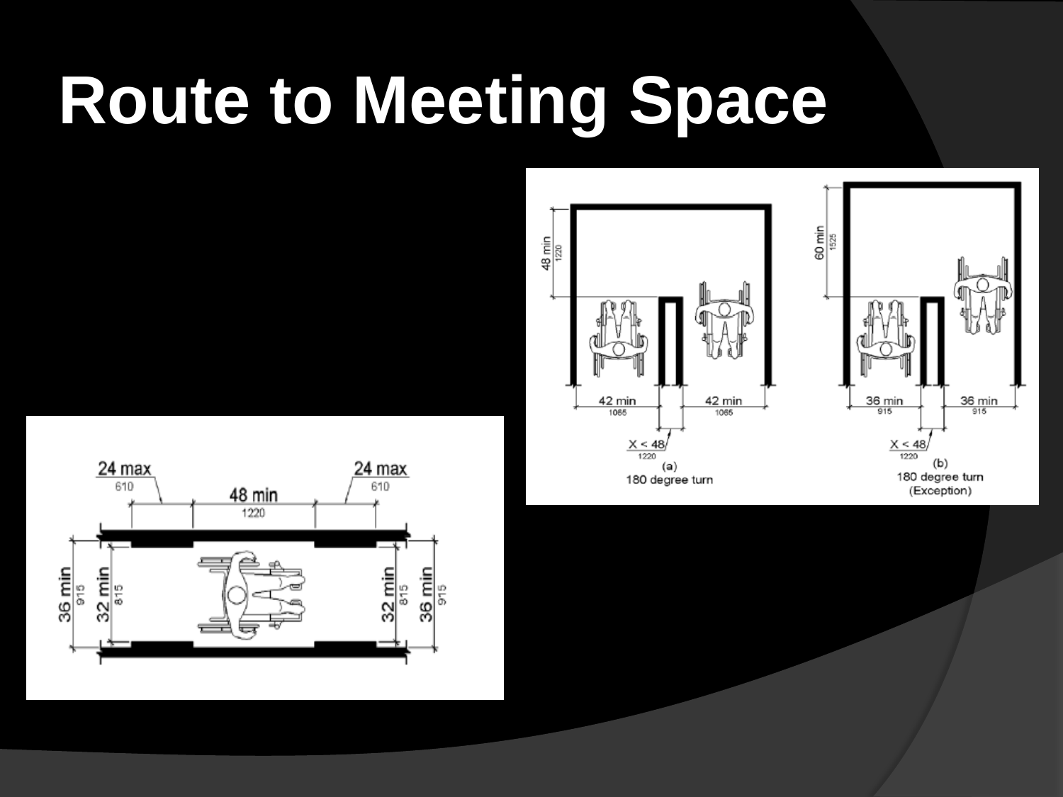# Route to Meeting Space

24 max
610

48 min
1220

24 max
610

36 min
915

32 min
815

32 min
815

36 min
915

48 min
1220

42 min
1065

42 min
1065

X < 48
1220

(a)
180 degree turn

60 min
1525

36 min
915

36 min
915

X < 48
1220

(b)
180 degree turn
(Exception)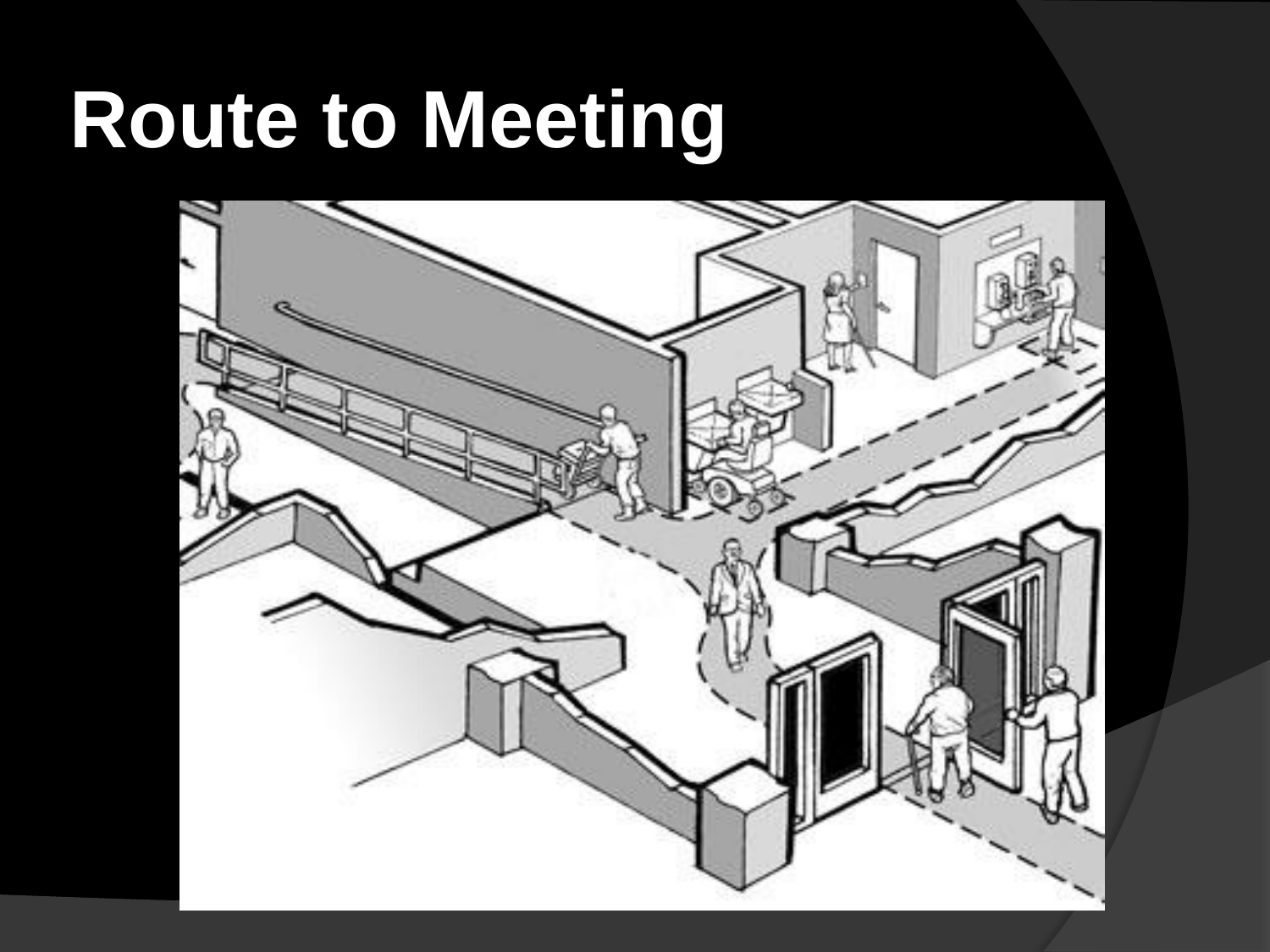# Route to Meeting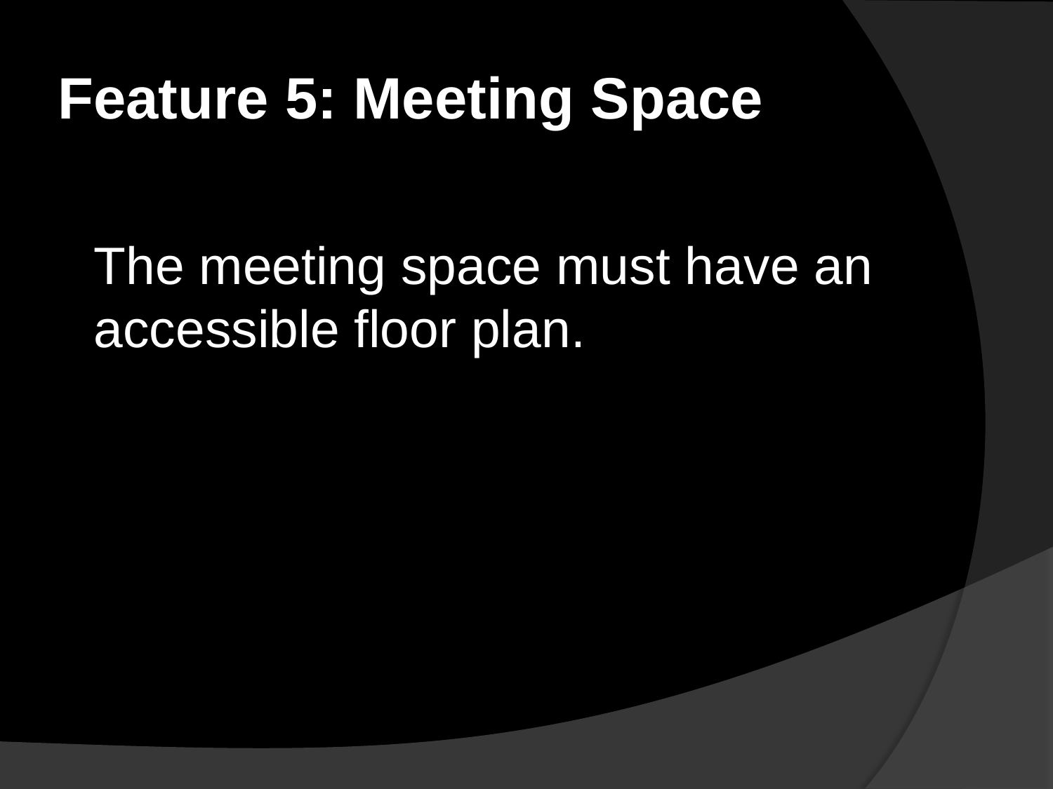# Feature 5: Meeting Space

The meeting space must have an accessible floor plan.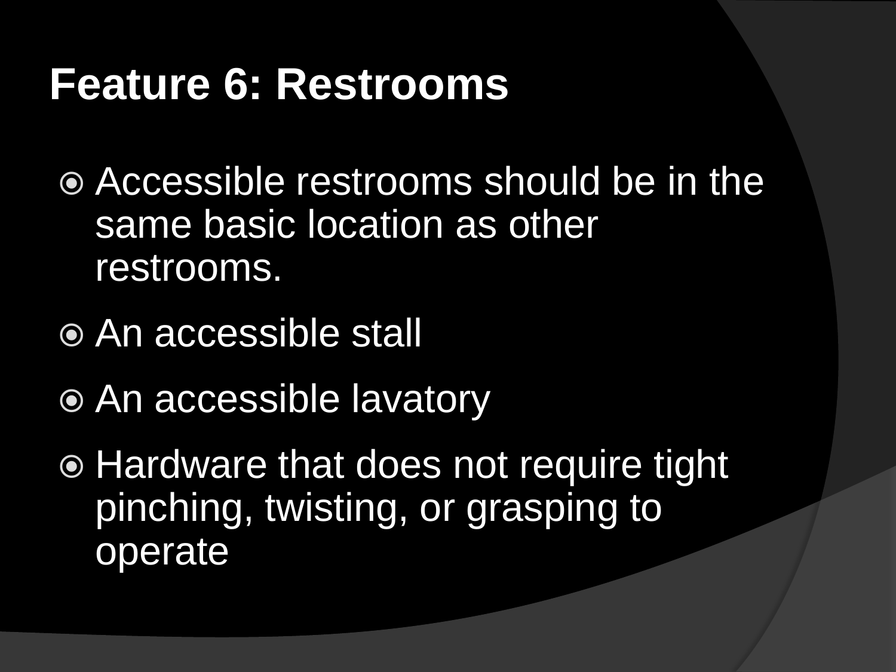# Feature 6: Restrooms

- Accessible restrooms should be in the same basic location as other restrooms.
- An accessible stall
- An accessible lavatory
- Hardware that does not require tight pinching, twisting, or grasping to operate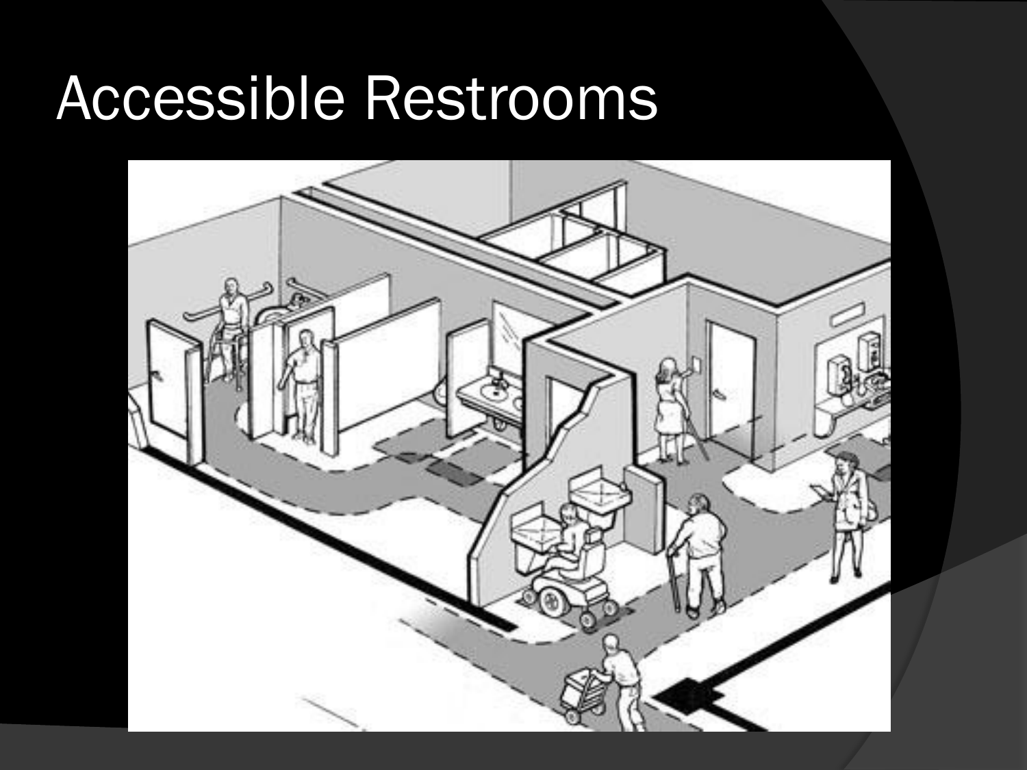# Accessible Restrooms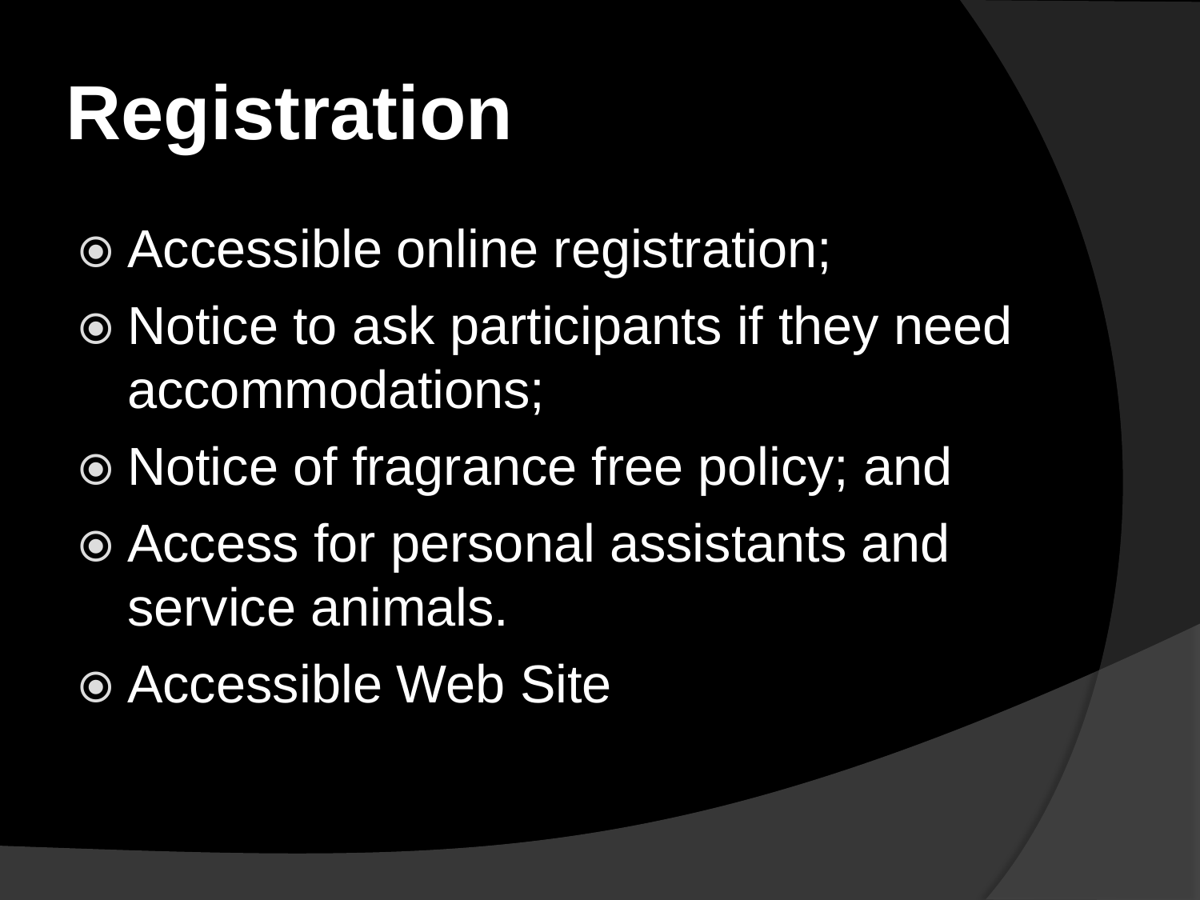# Registration

- Accessible online registration;
- Notice to ask participants if they need accommodations;
- Notice of fragrance free policy; and
- Access for personal assistants and service animals.
- Accessible Web Site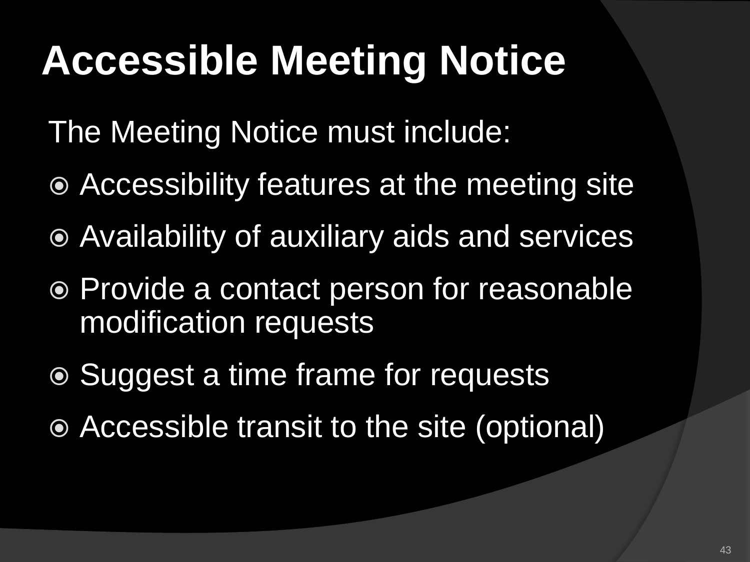# Accessible Meeting Notice

The Meeting Notice must include:

- Accessibility features at the meeting site
- Availability of auxiliary aids and services
- Provide a contact person for reasonable modification requests
- Suggest a time frame for requests
- Accessible transit to the site (optional)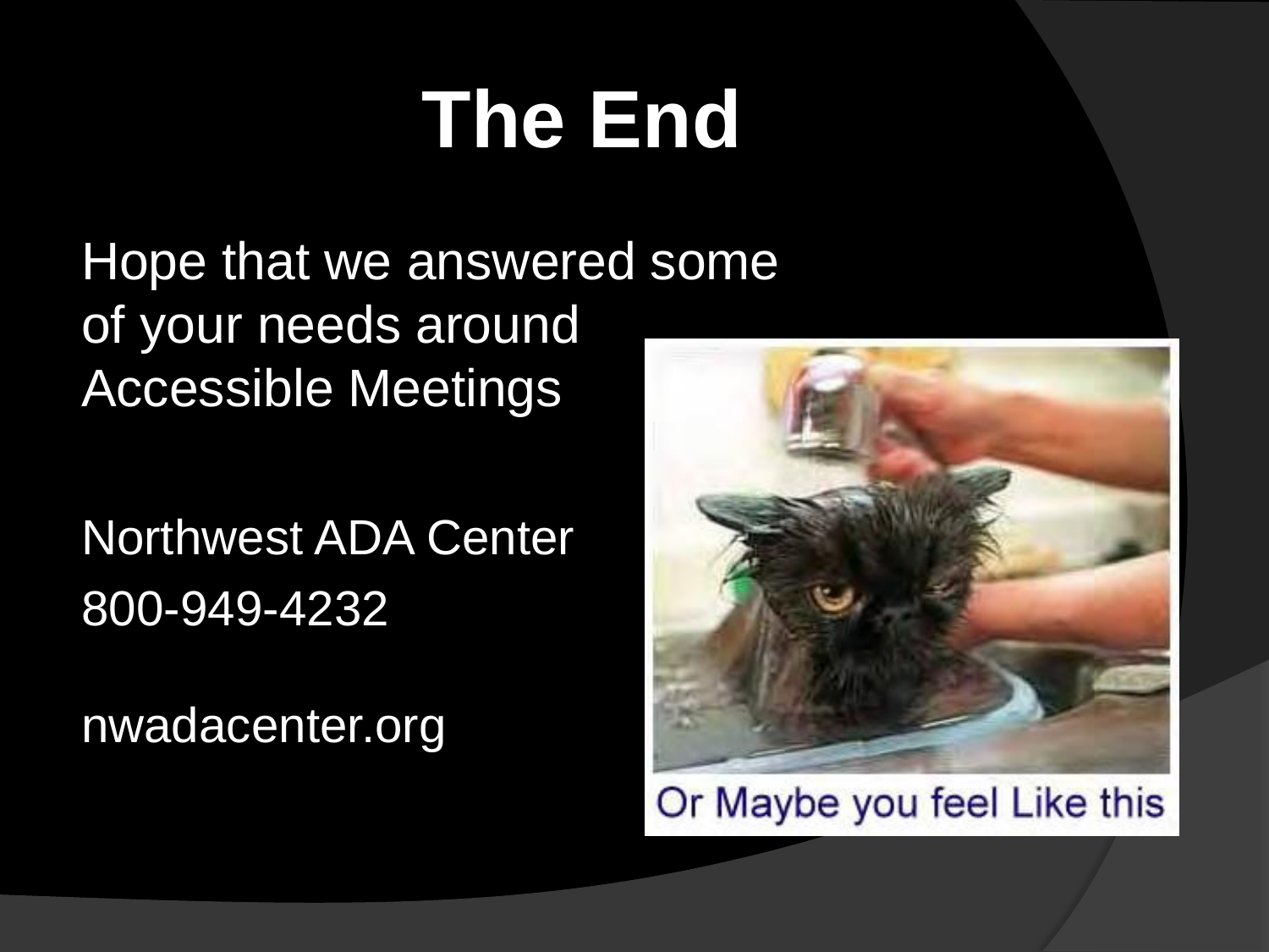# The End

Hope that we answered some of your needs around Accessible Meetings

Northwest ADA Center

800-949-4232

nwadacenter.org

Or Maybe you feel Like this